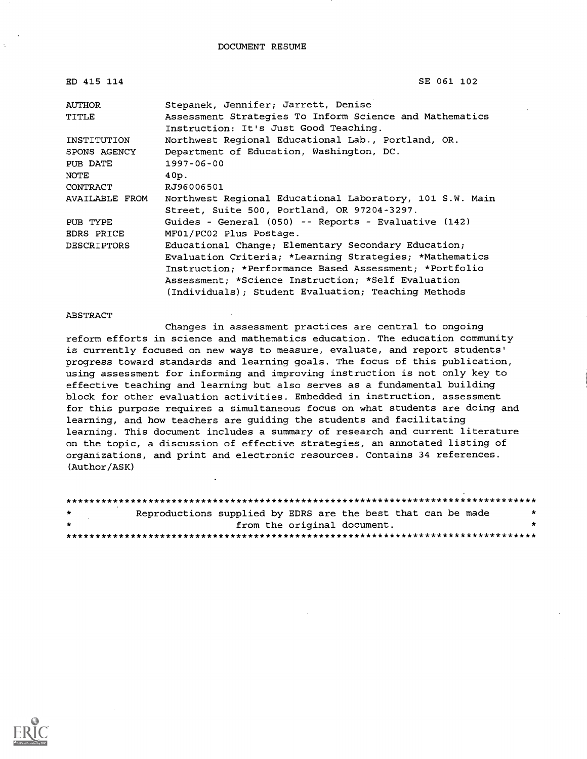DOCUMENT RESUME

ED 415 114 SE 061 102

| | |
|---|---|
| AUTHOR | Stepanek, Jennifer; Jarrett, Denise |
| TITLE | Assessment Strategies To Inform Science and Mathematics Instruction: It's Just Good Teaching. |
| INSTITUTION | Northwest Regional Educational Lab., Portland, OR. |
| SPONS AGENCY | Department of Education, Washington, DC. |
| PUB DATE | 1997-06-00 |
| NOTE | 40p. |
| CONTRACT | RJ96006501 |
| AVAILABLE FROM | Northwest Regional Educational Laboratory, 101 S.W. Main Street, Suite 500, Portland, OR 97204-3297. |
| PUB TYPE | Guides - General (050) -- Reports - Evaluative (142) |
| EDRS PRICE | MF01/PC02 Plus Postage. |
| DESCRIPTORS | Educational Change; Elementary Secondary Education; Evaluation Criteria; *Learning Strategies; *Mathematics Instruction; *Performance Based Assessment; *Portfolio Assessment; *Science Instruction; *Self Evaluation (Individuals); Student Evaluation; Teaching Methods |

ABSTRACT

Changes in assessment practices are central to ongoing reform efforts in science and mathematics education. The education community is currently focused on new ways to measure, evaluate, and report students' progress toward standards and learning goals. The focus of this publication, using assessment for informing and improving instruction is not only key to effective teaching and learning but also serves as a fundamental building block for other evaluation activities. Embedded in instruction, assessment for this purpose requires a simultaneous focus on what students are doing and learning, and how teachers are guiding the students and facilitating learning. This document includes a summary of research and current literature on the topic, a discussion of effective strategies, an annotated listing of organizations, and print and electronic resources. Contains 34 references. (Author/ASK)

********************************************************************************
* Reproductions supplied by EDRS are the best that can be made *
* from the original document. *
********************************************************************************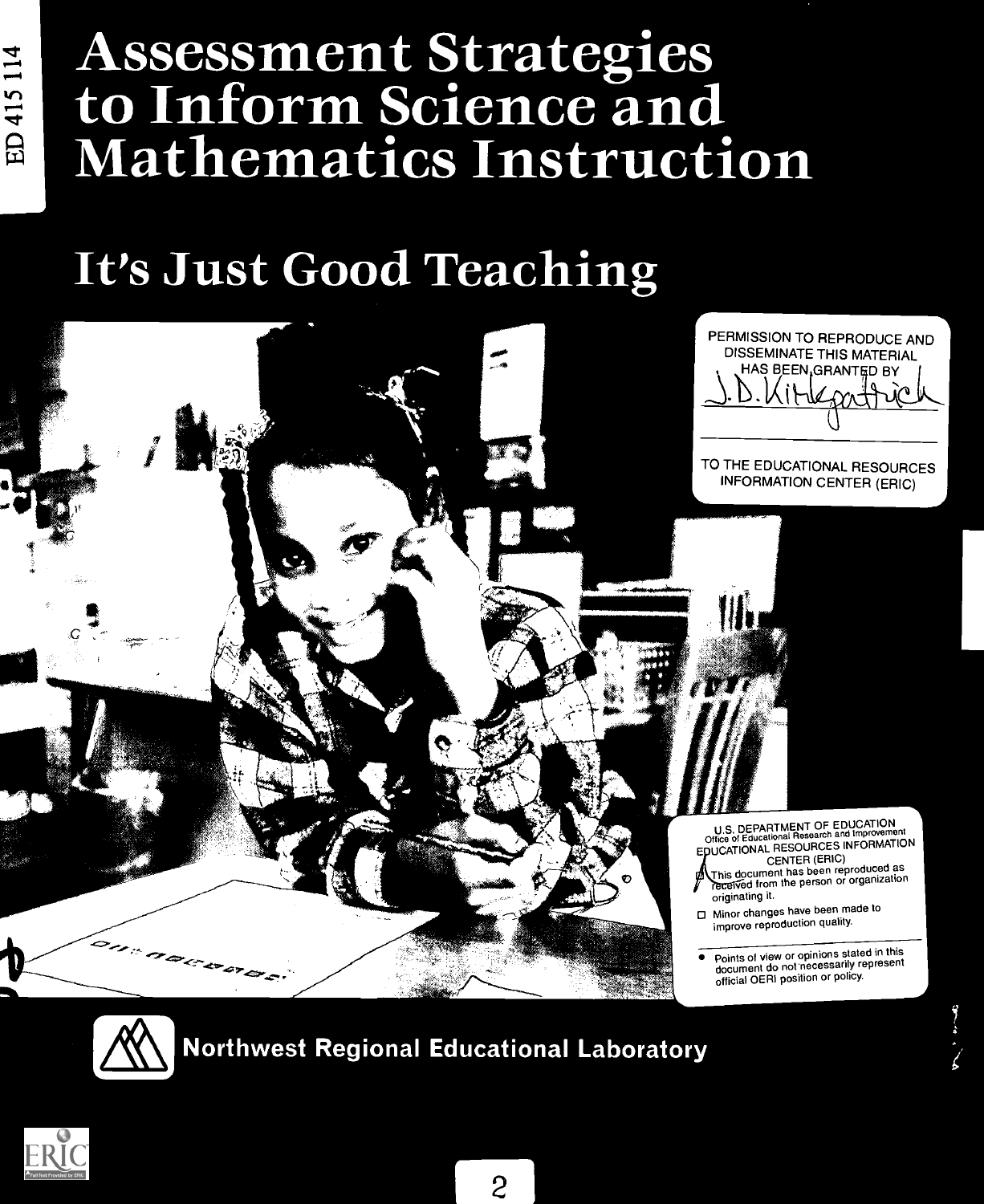ED 415 114

# Assessment Strategies to Inform Science and Mathematics Instruction

## It's Just Good Teaching

PERMISSION TO REPRODUCE AND DISSEMINATE THIS MATERIAL HAS BEEN GRANTED BY

J.D. Kirkpatrick

TO THE EDUCATIONAL RESOURCES INFORMATION CENTER (ERIC)

U.S. DEPARTMENT OF EDUCATION
Office of Educational Research and Improvement
EDUCATIONAL RESOURCES INFORMATION CENTER (ERIC)

- [x] This document has been reproduced as received from the person or organization originating it.
- [ ] Minor changes have been made to improve reproduction quality.

- Points of view or opinions stated in this document do not necessarily represent official OERI position or policy.

**Northwest Regional Educational Laboratory**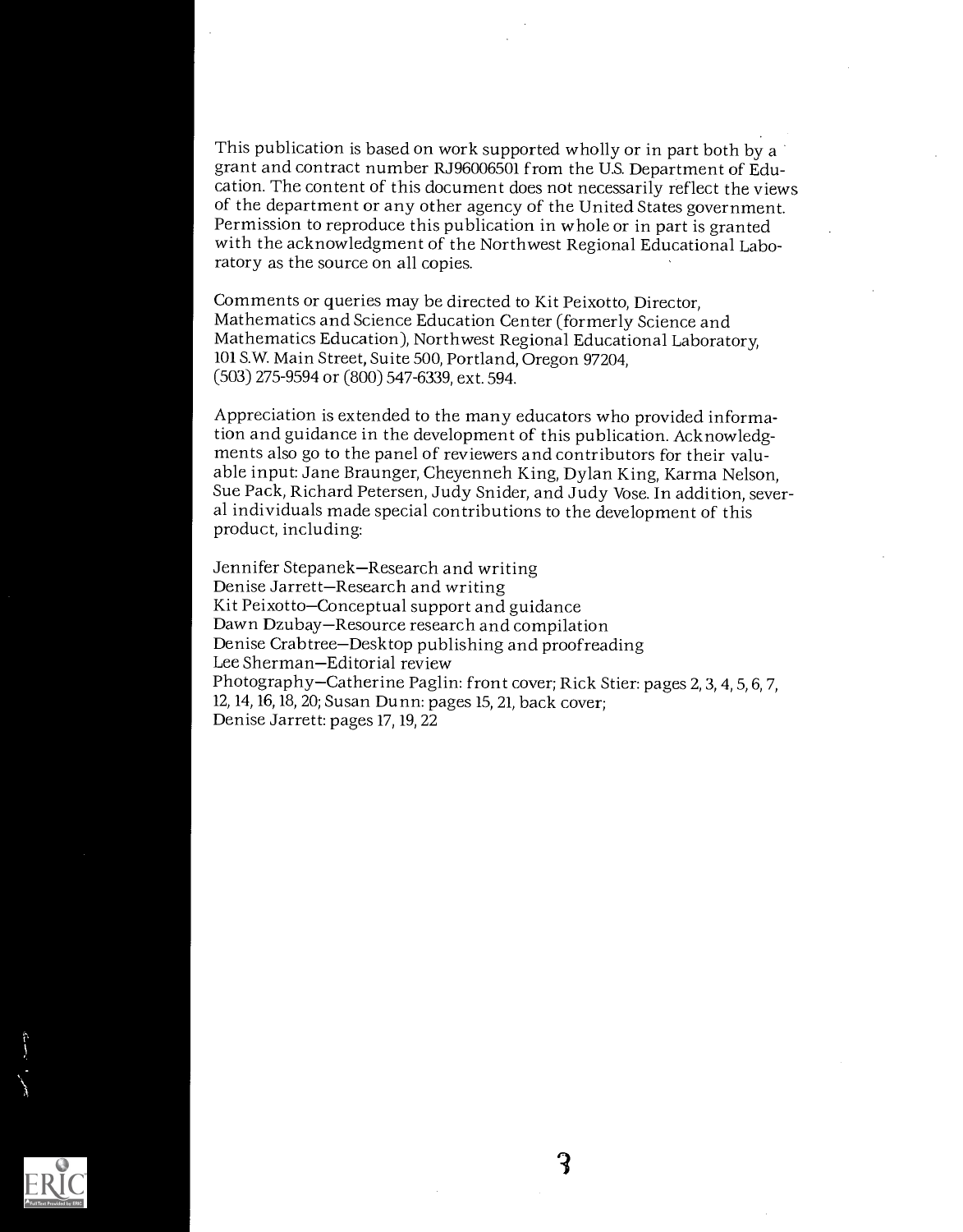This publication is based on work supported wholly or in part both by a grant and contract number RJ96006501 from the U.S. Department of Education. The content of this document does not necessarily reflect the views of the department or any other agency of the United States government. Permission to reproduce this publication in whole or in part is granted with the acknowledgment of the Northwest Regional Educational Laboratory as the source on all copies.

Comments or queries may be directed to Kit Peixotto, Director, Mathematics and Science Education Center (formerly Science and Mathematics Education), Northwest Regional Educational Laboratory, 101 S.W. Main Street, Suite 500, Portland, Oregon 97204, (503) 275-9594 or (800) 547-6339, ext. 594.

Appreciation is extended to the many educators who provided information and guidance in the development of this publication. Acknowledgments also go to the panel of reviewers and contributors for their valuable input: Jane Braunger, Cheyenneh King, Dylan King, Karma Nelson, Sue Pack, Richard Petersen, Judy Snider, and Judy Vose. In addition, several individuals made special contributions to the development of this product, including:

Jennifer Stepanek—Research and writing
Denise Jarrett—Research and writing
Kit Peixotto—Conceptual support and guidance
Dawn Dzubay—Resource research and compilation
Denise Crabtree—Desktop publishing and proofreading
Lee Sherman—Editorial review
Photography—Catherine Paglin: front cover; Rick Stier: pages 2, 3, 4, 5, 6, 7, 12, 14, 16, 18, 20; Susan Dunn: pages 15, 21, back cover;
Denise Jarrett: pages 17, 19, 22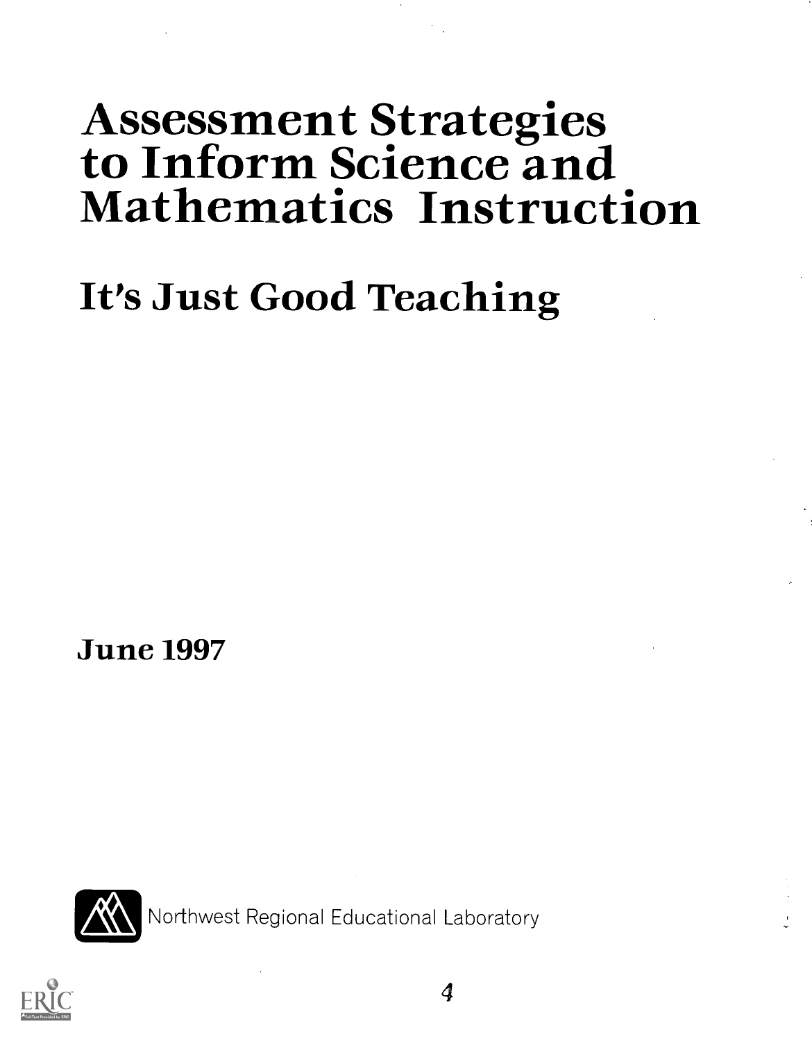# Assessment Strategies to Inform Science and Mathematics Instruction

## It's Just Good Teaching

**June 1997**

Northwest Regional Educational Laboratory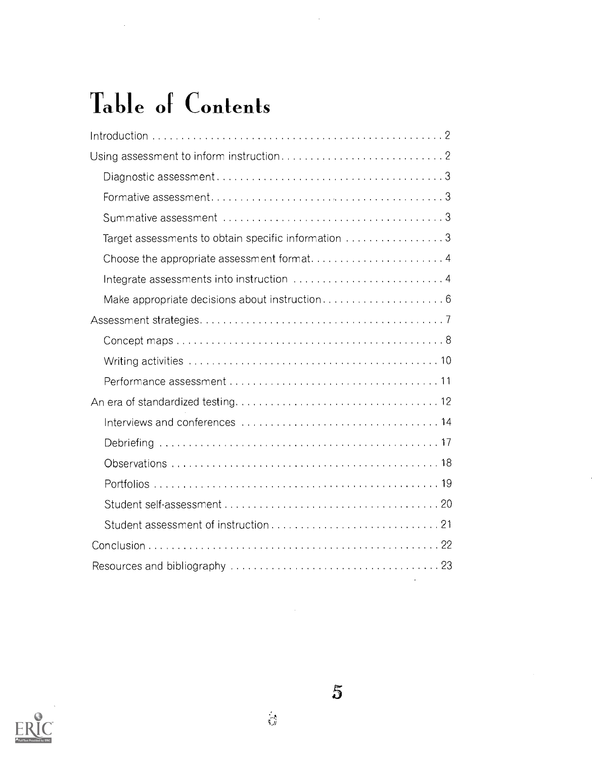# Table of Contents

- Introduction . . . . . . . . . . 2
- Using assessment to inform instruction . . . . . . . . . . 2
  - Diagnostic assessment . . . . . . . . . . 3
  - Formative assessment . . . . . . . . . . 3
  - Summative assessment . . . . . . . . . . 3
  - Target assessments to obtain specific information . . . . . . . . . . 3
  - Choose the appropriate assessment format . . . . . . . . . . 4
  - Integrate assessments into instruction . . . . . . . . . . 4
  - Make appropriate decisions about instruction . . . . . . . . . . 6
- Assessment strategies . . . . . . . . . . 7
  - Concept maps . . . . . . . . . . 8
  - Writing activities . . . . . . . . . . 10
  - Performance assessment . . . . . . . . . . 11
- An era of standardized testing . . . . . . . . . . 12
  - Interviews and conferences . . . . . . . . . . 14
  - Debriefing . . . . . . . . . . 17
  - Observations . . . . . . . . . . 18
  - Portfolios . . . . . . . . . . 19
  - Student self-assessment . . . . . . . . . . 20
  - Student assessment of instruction . . . . . . . . . . 21
- Conclusion . . . . . . . . . . 22
- Resources and bibliography . . . . . . . . . . 23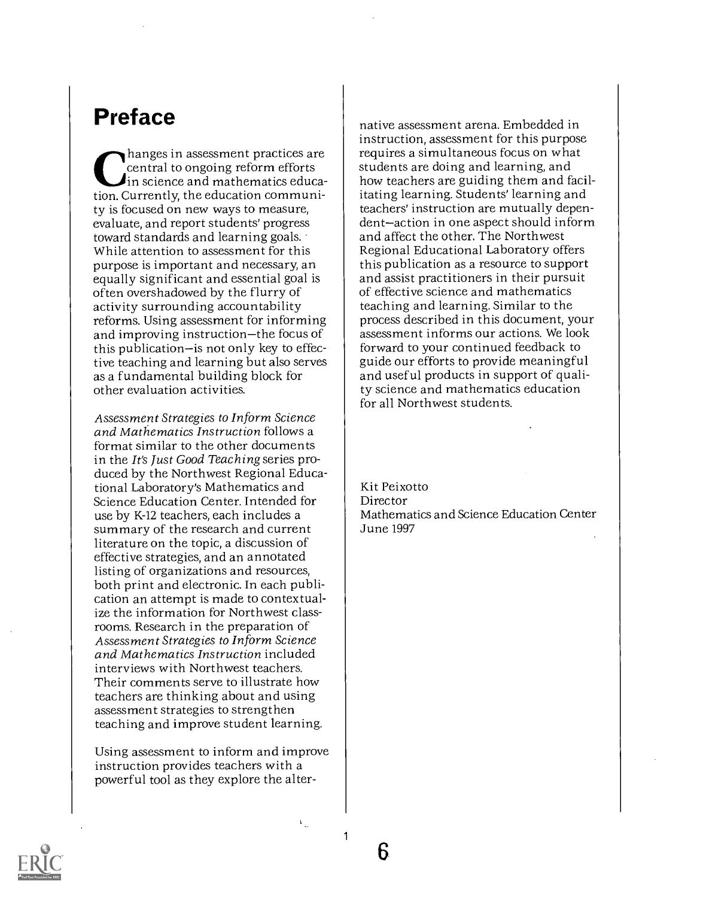# Preface

Changes in assessment practices are central to ongoing reform efforts in science and mathematics education. Currently, the education community is focused on new ways to measure, evaluate, and report students' progress toward standards and learning goals. While attention to assessment for this purpose is important and necessary, an equally significant and essential goal is often overshadowed by the flurry of activity surrounding accountability reforms. Using assessment for informing and improving instruction—the focus of this publication—is not only key to effective teaching and learning but also serves as a fundamental building block for other evaluation activities.

*Assessment Strategies to Inform Science and Mathematics Instruction* follows a format similar to the other documents in the *It's Just Good Teaching* series produced by the Northwest Regional Educational Laboratory's Mathematics and Science Education Center. Intended for use by K-12 teachers, each includes a summary of the research and current literature on the topic, a discussion of effective strategies, and an annotated listing of organizations and resources, both print and electronic. In each publication an attempt is made to contextualize the information for Northwest classrooms. Research in the preparation of *Assessment Strategies to Inform Science and Mathematics Instruction* included interviews with Northwest teachers. Their comments serve to illustrate how teachers are thinking about and using assessment strategies to strengthen teaching and improve student learning.

Using assessment to inform and improve instruction provides teachers with a powerful tool as they explore the alternative assessment arena. Embedded in instruction, assessment for this purpose requires a simultaneous focus on what students are doing and learning, and how teachers are guiding them and facilitating learning. Students' learning and teachers' instruction are mutually dependent—action in one aspect should inform and affect the other. The Northwest Regional Educational Laboratory offers this publication as a resource to support and assist practitioners in their pursuit of effective science and mathematics teaching and learning. Similar to the process described in this document, your assessment informs our actions. We look forward to your continued feedback to guide our efforts to provide meaningful and useful products in support of quality science and mathematics education for all Northwest students.

Kit Peixotto
Director
Mathematics and Science Education Center
June 1997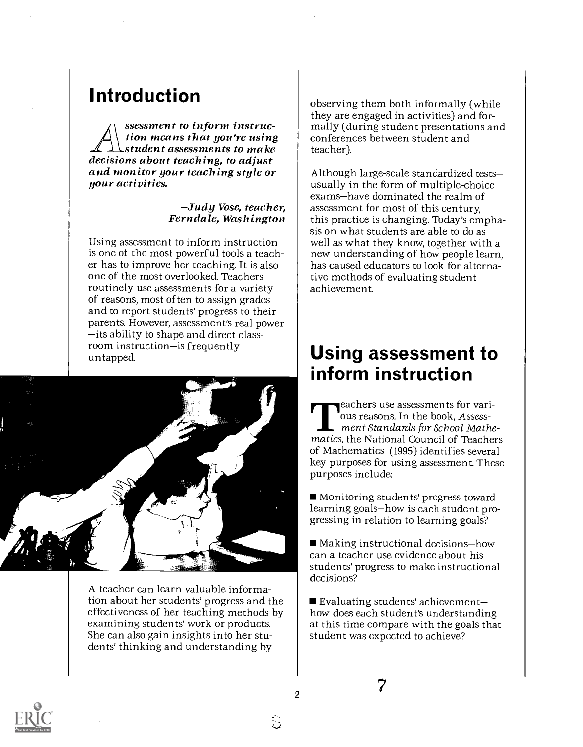# Introduction

***Assessment to inform instruction means that you're using student assessments to make decisions about teaching, to adjust and monitor your teaching style or your activities.***

*—Judy Vose, teacher, Ferndale, Washington*

Using assessment to inform instruction is one of the most powerful tools a teacher has to improve her teaching. It is also one of the most overlooked. Teachers routinely use assessments for a variety of reasons, most often to assign grades and to report students' progress to their parents. However, assessment's real power—its ability to shape and direct classroom instruction—is frequently untapped.

A teacher can learn valuable information about her students' progress and the effectiveness of her teaching methods by examining students' work or products. She can also gain insights into her students' thinking and understanding by observing them both informally (while they are engaged in activities) and formally (during student presentations and conferences between student and teacher).

Although large-scale standardized tests—usually in the form of multiple-choice exams—have dominated the realm of assessment for most of this century, this practice is changing. Today's emphasis on what students are able to do as well as what they know, together with a new understanding of how people learn, has caused educators to look for alternative methods of evaluating student achievement.

# Using assessment to inform instruction

Teachers use assessments for various reasons. In the book, *Assessment Standards for School Mathematics*, the National Council of Teachers of Mathematics (1995) identifies several key purposes for using assessment. These purposes include:

- Monitoring students' progress toward learning goals—how is each student progressing in relation to learning goals?
- Making instructional decisions—how can a teacher use evidence about his students' progress to make instructional decisions?
- Evaluating students' achievement—how does each student's understanding at this time compare with the goals that student was expected to achieve?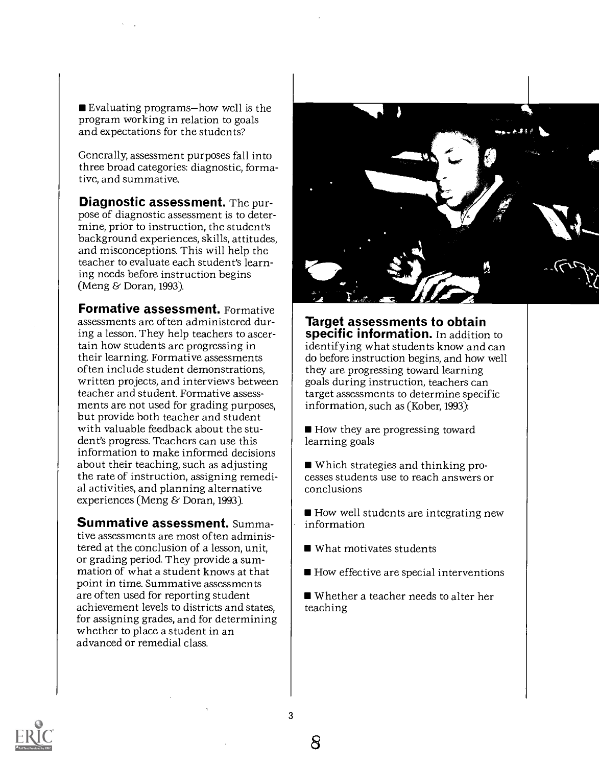- Evaluating programs—how well is the program working in relation to goals and expectations for the students?

Generally, assessment purposes fall into three broad categories: diagnostic, formative, and summative.

**Diagnostic assessment.** The purpose of diagnostic assessment is to determine, prior to instruction, the student's background experiences, skills, attitudes, and misconceptions. This will help the teacher to evaluate each student's learning needs before instruction begins (Meng & Doran, 1993).

**Formative assessment.** Formative assessments are often administered during a lesson. They help teachers to ascertain how students are progressing in their learning. Formative assessments often include student demonstrations, written projects, and interviews between teacher and student. Formative assessments are not used for grading purposes, but provide both teacher and student with valuable feedback about the student's progress. Teachers can use this information to make informed decisions about their teaching, such as adjusting the rate of instruction, assigning remedial activities, and planning alternative experiences (Meng & Doran, 1993).

**Summative assessment.** Summative assessments are most often administered at the conclusion of a lesson, unit, or grading period. They provide a summation of what a student knows at that point in time. Summative assessments are often used for reporting student achievement levels to districts and states, for assigning grades, and for determining whether to place a student in an advanced or remedial class.

**Target assessments to obtain specific information.** In addition to identifying what students know and can do before instruction begins, and how well they are progressing toward learning goals during instruction, teachers can target assessments to determine specific information, such as (Kober, 1993):

- How they are progressing toward learning goals
- Which strategies and thinking processes students use to reach answers or conclusions
- How well students are integrating new information
- What motivates students
- How effective are special interventions
- Whether a teacher needs to alter her teaching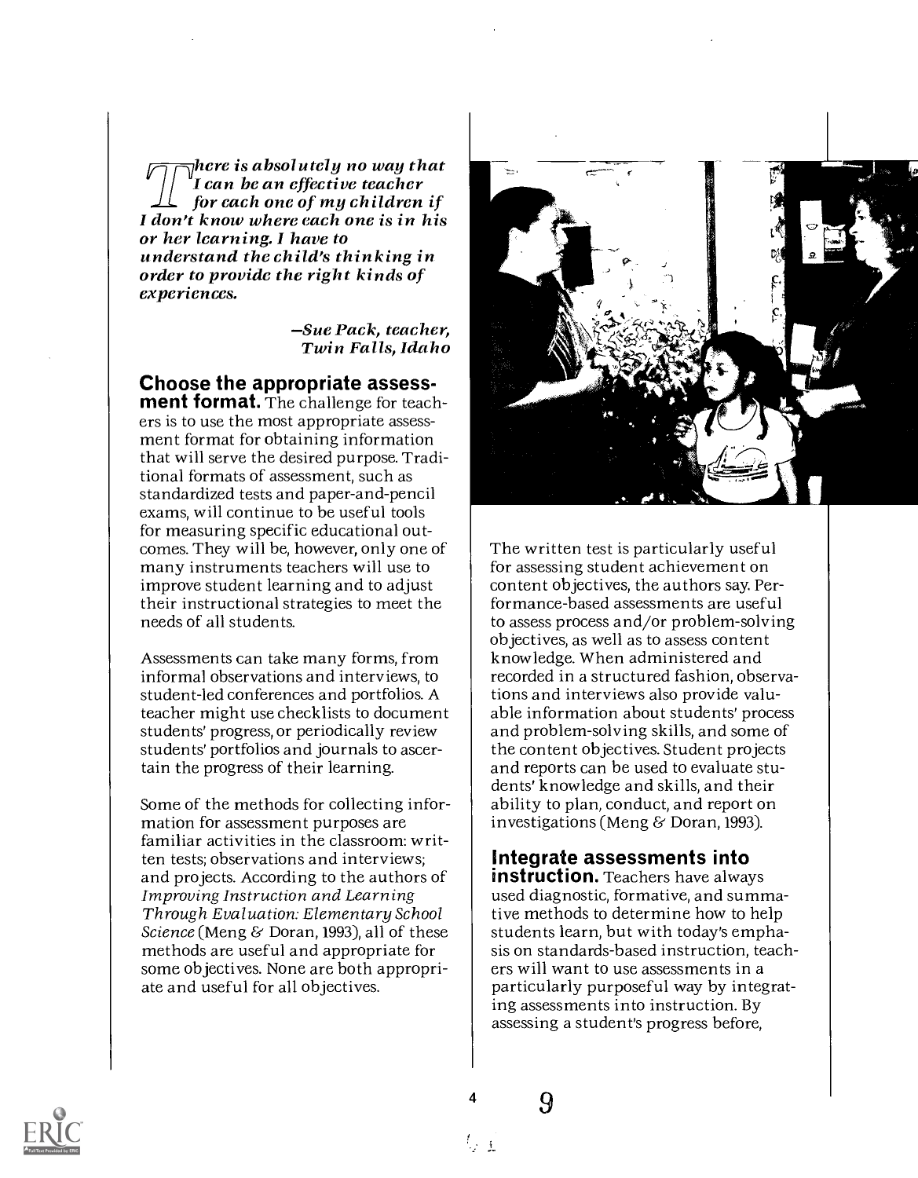*There is absolutely no way that I can be an effective teacher for each one of my children if I don't know where each one is in his or her learning. I have to understand the child's thinking in order to provide the right kinds of experiences.*

*—Sue Pack, teacher, Twin Falls, Idaho*

**Choose the appropriate assessment format.** The challenge for teachers is to use the most appropriate assessment format for obtaining information that will serve the desired purpose. Traditional formats of assessment, such as standardized tests and paper-and-pencil exams, will continue to be useful tools for measuring specific educational outcomes. They will be, however, only one of many instruments teachers will use to improve student learning and to adjust their instructional strategies to meet the needs of all students.

Assessments can take many forms, from informal observations and interviews, to student-led conferences and portfolios. A teacher might use checklists to document students' progress, or periodically review students' portfolios and journals to ascertain the progress of their learning.

Some of the methods for collecting information for assessment purposes are familiar activities in the classroom: written tests; observations and interviews; and projects. According to the authors of *Improving Instruction and Learning Through Evaluation: Elementary School Science* (Meng & Doran, 1993), all of these methods are useful and appropriate for some objectives. None are both appropriate and useful for all objectives.

The written test is particularly useful for assessing student achievement on content objectives, the authors say. Performance-based assessments are useful to assess process and/or problem-solving objectives, as well as to assess content knowledge. When administered and recorded in a structured fashion, observations and interviews also provide valuable information about students' process and problem-solving skills, and some of the content objectives. Student projects and reports can be used to evaluate students' knowledge and skills, and their ability to plan, conduct, and report on investigations (Meng & Doran, 1993).

**Integrate assessments into instruction.** Teachers have always used diagnostic, formative, and summative methods to determine how to help students learn, but with today's emphasis on standards-based instruction, teachers will want to use assessments in a particularly purposeful way by integrating assessments into instruction. By assessing a student's progress before,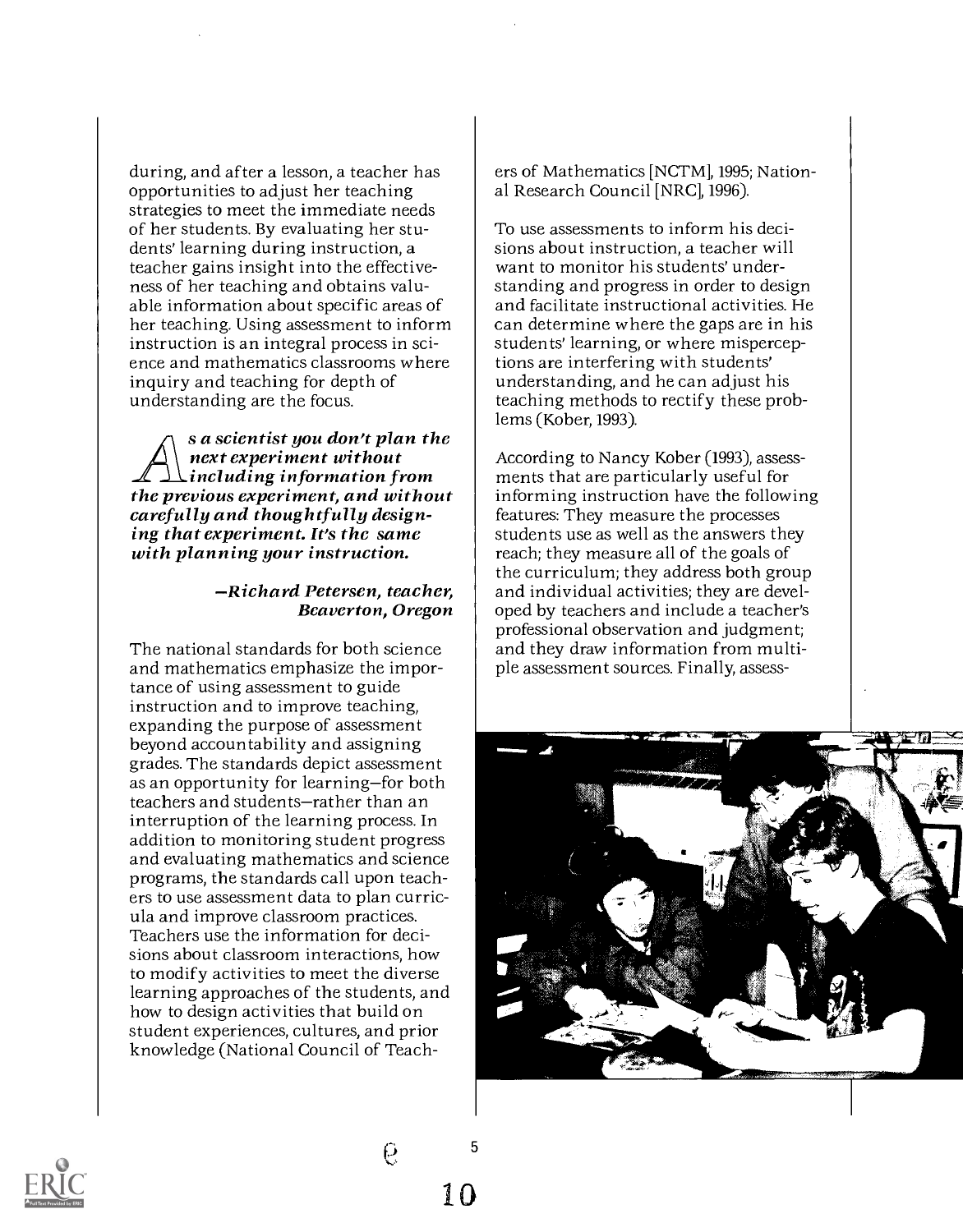during, and after a lesson, a teacher has opportunities to adjust her teaching strategies to meet the immediate needs of her students. By evaluating her students' learning during instruction, a teacher gains insight into the effectiveness of her teaching and obtains valuable information about specific areas of her teaching. Using assessment to inform instruction is an integral process in science and mathematics classrooms where inquiry and teaching for depth of understanding are the focus.

> ***As a scientist you don't plan the next experiment without including information from the previous experiment, and without carefully and thoughtfully designing that experiment. It's the same with planning your instruction.***
>
> ***—Richard Petersen, teacher, Beaverton, Oregon***

The national standards for both science and mathematics emphasize the importance of using assessment to guide instruction and to improve teaching, expanding the purpose of assessment beyond accountability and assigning grades. The standards depict assessment as an opportunity for learning—for both teachers and students—rather than an interruption of the learning process. In addition to monitoring student progress and evaluating mathematics and science programs, the standards call upon teachers to use assessment data to plan curricula and improve classroom practices. Teachers use the information for decisions about classroom interactions, how to modify activities to meet the diverse learning approaches of the students, and how to design activities that build on student experiences, cultures, and prior knowledge (National Council of Teachers of Mathematics [NCTM], 1995; National Research Council [NRC], 1996).

To use assessments to inform his decisions about instruction, a teacher will want to monitor his students' understanding and progress in order to design and facilitate instructional activities. He can determine where the gaps are in his students' learning, or where misperceptions are interfering with students' understanding, and he can adjust his teaching methods to rectify these problems (Kober, 1993).

According to Nancy Kober (1993), assessments that are particularly useful for informing instruction have the following features: They measure the processes students use as well as the answers they reach; they measure all of the goals of the curriculum; they address both group and individual activities; they are developed by teachers and include a teacher's professional observation and judgment; and they draw information from multiple assessment sources. Finally, assess-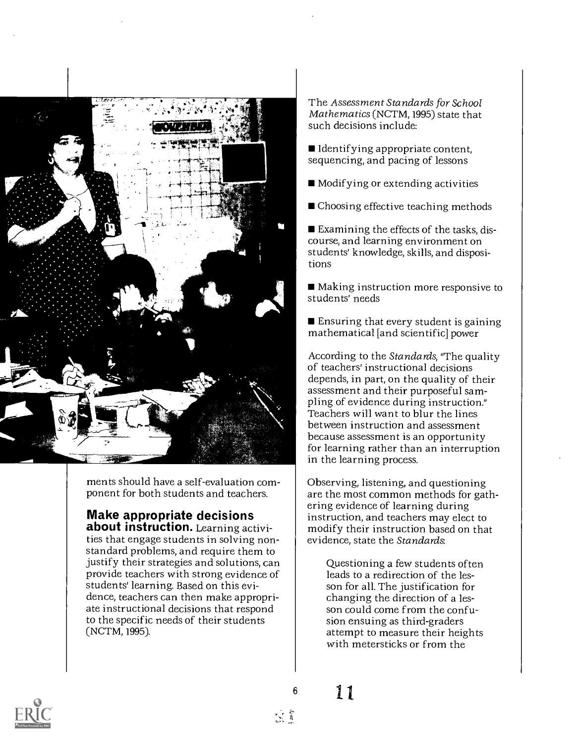ments should have a self-evaluation component for both students and teachers.

**Make appropriate decisions about instruction.** Learning activities that engage students in solving nonstandard problems, and require them to justify their strategies and solutions, can provide teachers with strong evidence of students' learning. Based on this evidence, teachers can then make appropriate instructional decisions that respond to the specific needs of their students (NCTM, 1995).

The *Assessment Standards for School Mathematics* (NCTM, 1995) state that such decisions include:

- Identifying appropriate content, sequencing, and pacing of lessons
- Modifying or extending activities
- Choosing effective teaching methods
- Examining the effects of the tasks, discourse, and learning environment on students' knowledge, skills, and dispositions
- Making instruction more responsive to students' needs
- Ensuring that every student is gaining mathematical [and scientific] power

According to the *Standards*, "The quality of teachers' instructional decisions depends, in part, on the quality of their assessment and their purposeful sampling of evidence during instruction." Teachers will want to blur the lines between instruction and assessment because assessment is an opportunity for learning rather than an interruption in the learning process.

Observing, listening, and questioning are the most common methods for gathering evidence of learning during instruction, and teachers may elect to modify their instruction based on that evidence, state the *Standards*:

> Questioning a few students often leads to a redirection of the lesson for all. The justification for changing the direction of a lesson could come from the confusion ensuing as third-graders attempt to measure their heights with metersticks or from the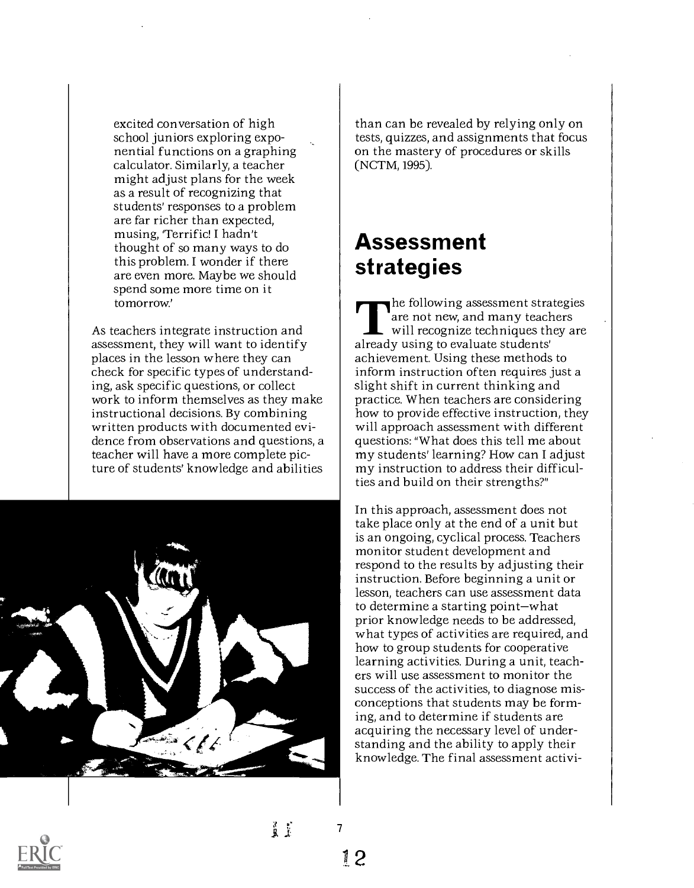excited conversation of high school juniors exploring exponential functions on a graphing calculator. Similarly, a teacher might adjust plans for the week as a result of recognizing that students' responses to a problem are far richer than expected, musing, 'Terrific! I hadn't thought of so many ways to do this problem. I wonder if there are even more. Maybe we should spend some more time on it tomorrow.'

As teachers integrate instruction and assessment, they will want to identify places in the lesson where they can check for specific types of understanding, ask specific questions, or collect work to inform themselves as they make instructional decisions. By combining written products with documented evidence from observations and questions, a teacher will have a more complete picture of students' knowledge and abilities than can be revealed by relying only on tests, quizzes, and assignments that focus on the mastery of procedures or skills (NCTM, 1995).

## Assessment strategies

The following assessment strategies are not new, and many teachers will recognize techniques they are already using to evaluate students' achievement. Using these methods to inform instruction often requires just a slight shift in current thinking and practice. When teachers are considering how to provide effective instruction, they will approach assessment with different questions: "What does this tell me about my students' learning? How can I adjust my instruction to address their difficulties and build on their strengths?"

In this approach, assessment does not take place only at the end of a unit but is an ongoing, cyclical process. Teachers monitor student development and respond to the results by adjusting their instruction. Before beginning a unit or lesson, teachers can use assessment data to determine a starting point—what prior knowledge needs to be addressed, what types of activities are required, and how to group students for cooperative learning activities. During a unit, teachers will use assessment to monitor the success of the activities, to diagnose misconceptions that students may be forming, and to determine if students are acquiring the necessary level of understanding and the ability to apply their knowledge. The final assessment activi-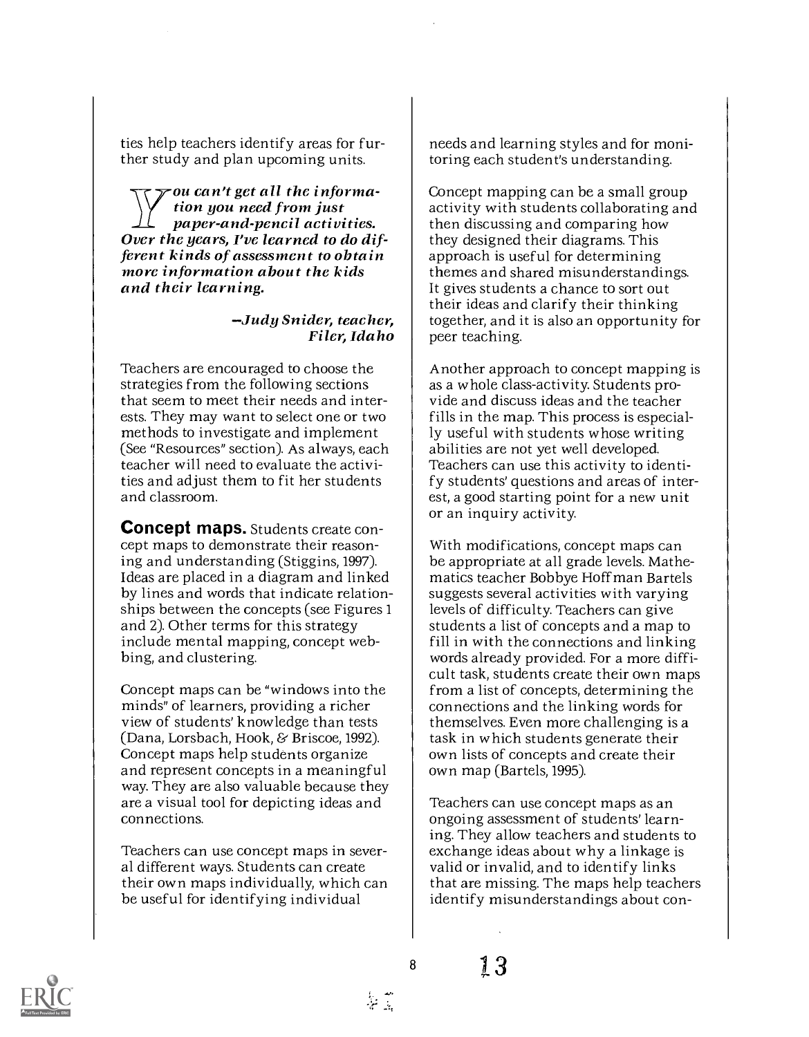ties help teachers identify areas for further study and plan upcoming units.

> ***You can't get all the information you need from just paper-and-pencil activities. Over the years, I've learned to do different kinds of assessment to obtain more information about the kids and their learning.***
>
> *—Judy Snider, teacher, Filer, Idaho*

Teachers are encouraged to choose the strategies from the following sections that seem to meet their needs and interests. They may want to select one or two methods to investigate and implement (See "Resources" section). As always, each teacher will need to evaluate the activities and adjust them to fit her students and classroom.

**Concept maps.** Students create concept maps to demonstrate their reasoning and understanding (Stiggins, 1997). Ideas are placed in a diagram and linked by lines and words that indicate relationships between the concepts (see Figures 1 and 2). Other terms for this strategy include mental mapping, concept webbing, and clustering.

Concept maps can be "windows into the minds" of learners, providing a richer view of students' knowledge than tests (Dana, Lorsbach, Hook, & Briscoe, 1992). Concept maps help students organize and represent concepts in a meaningful way. They are also valuable because they are a visual tool for depicting ideas and connections.

Teachers can use concept maps in several different ways. Students can create their own maps individually, which can be useful for identifying individual needs and learning styles and for monitoring each student's understanding.

Concept mapping can be a small group activity with students collaborating and then discussing and comparing how they designed their diagrams. This approach is useful for determining themes and shared misunderstandings. It gives students a chance to sort out their ideas and clarify their thinking together, and it is also an opportunity for peer teaching.

Another approach to concept mapping is as a whole class-activity. Students provide and discuss ideas and the teacher fills in the map. This process is especially useful with students whose writing abilities are not yet well developed. Teachers can use this activity to identify students' questions and areas of interest, a good starting point for a new unit or an inquiry activity.

With modifications, concept maps can be appropriate at all grade levels. Mathematics teacher Bobbye Hoffman Bartels suggests several activities with varying levels of difficulty. Teachers can give students a list of concepts and a map to fill in with the connections and linking words already provided. For a more difficult task, students create their own maps from a list of concepts, determining the connections and the linking words for themselves. Even more challenging is a task in which students generate their own lists of concepts and create their own map (Bartels, 1995).

Teachers can use concept maps as an ongoing assessment of students' learning. They allow teachers and students to exchange ideas about why a linkage is valid or invalid, and to identify links that are missing. The maps help teachers identify misunderstandings about con-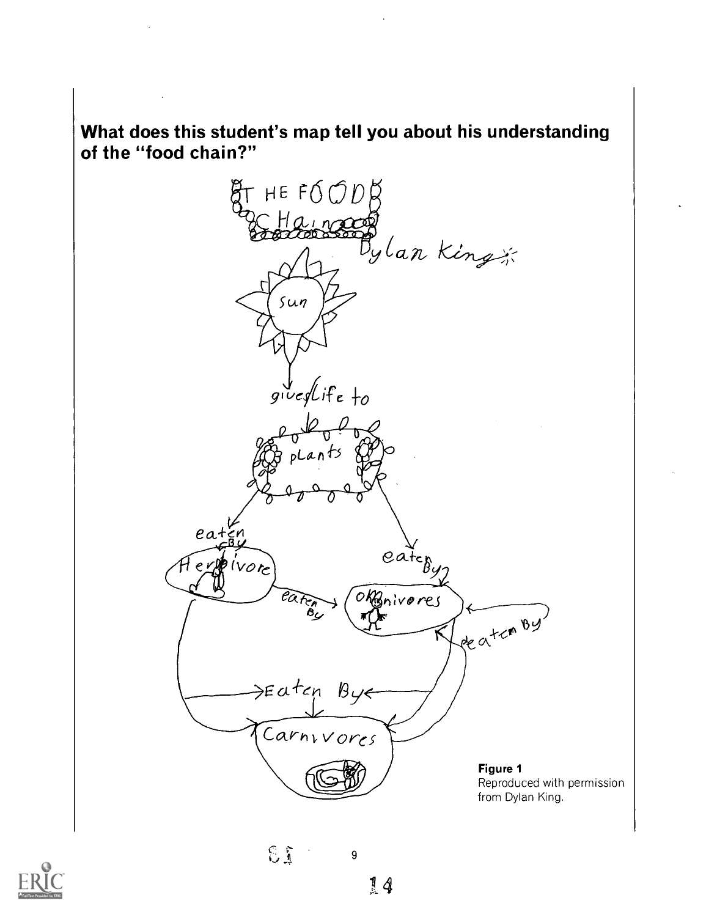**What does this student's map tell you about his understanding of the "food chain?"**

THE FOOD CHain

Dylan King

sun

gives Life to

pLants

eaten By

Herbivore

eaten By

eaten By

Omnivores

eaten By

Eaten By

Carnivores

**Figure 1**
Reproduced with permission from Dylan King.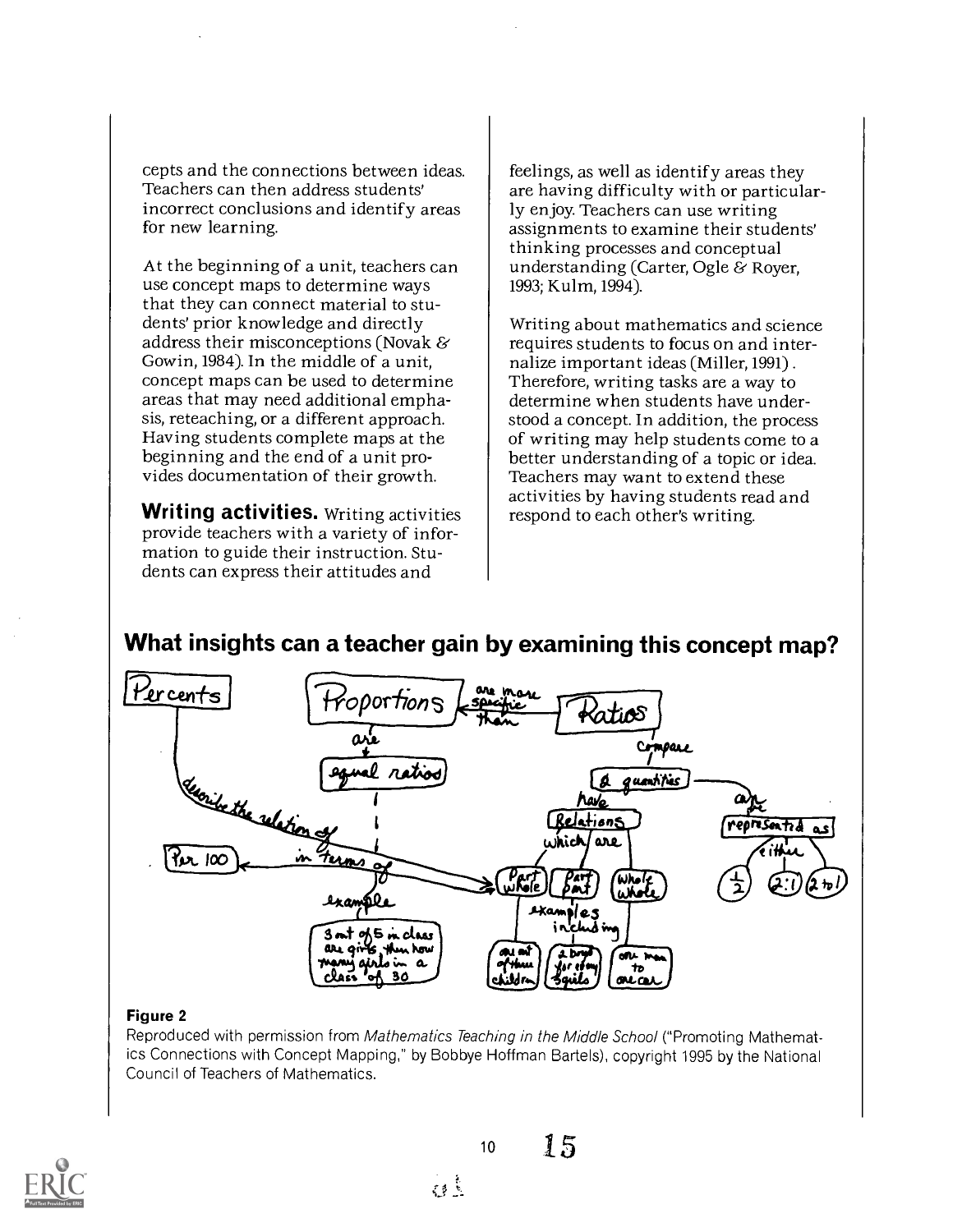cepts and the connections between ideas. Teachers can then address students' incorrect conclusions and identify areas for new learning.

At the beginning of a unit, teachers can use concept maps to determine ways that they can connect material to students' prior knowledge and directly address their misconceptions (Novak & Gowin, 1984). In the middle of a unit, concept maps can be used to determine areas that may need additional emphasis, reteaching, or a different approach. Having students complete maps at the beginning and the end of a unit provides documentation of their growth.

**Writing activities.** Writing activities provide teachers with a variety of information to guide their instruction. Students can express their attitudes and feelings, as well as identify areas they are having difficulty with or particularly enjoy. Teachers can use writing assignments to examine their students' thinking processes and conceptual understanding (Carter, Ogle & Royer, 1993; Kulm, 1994).

Writing about mathematics and science requires students to focus on and internalize important ideas (Miller, 1991). Therefore, writing tasks are a way to determine when students have understood a concept. In addition, the process of writing may help students come to a better understanding of a topic or idea. Teachers may want to extend these activities by having students read and respond to each other's writing.

## What insights can a teacher gain by examining this concept map?

**Figure 2**

Reproduced with permission from *Mathematics Teaching in the Middle School* ("Promoting Mathematics Connections with Concept Mapping," by Bobbye Hoffman Bartels), copyright 1995 by the National Council of Teachers of Mathematics.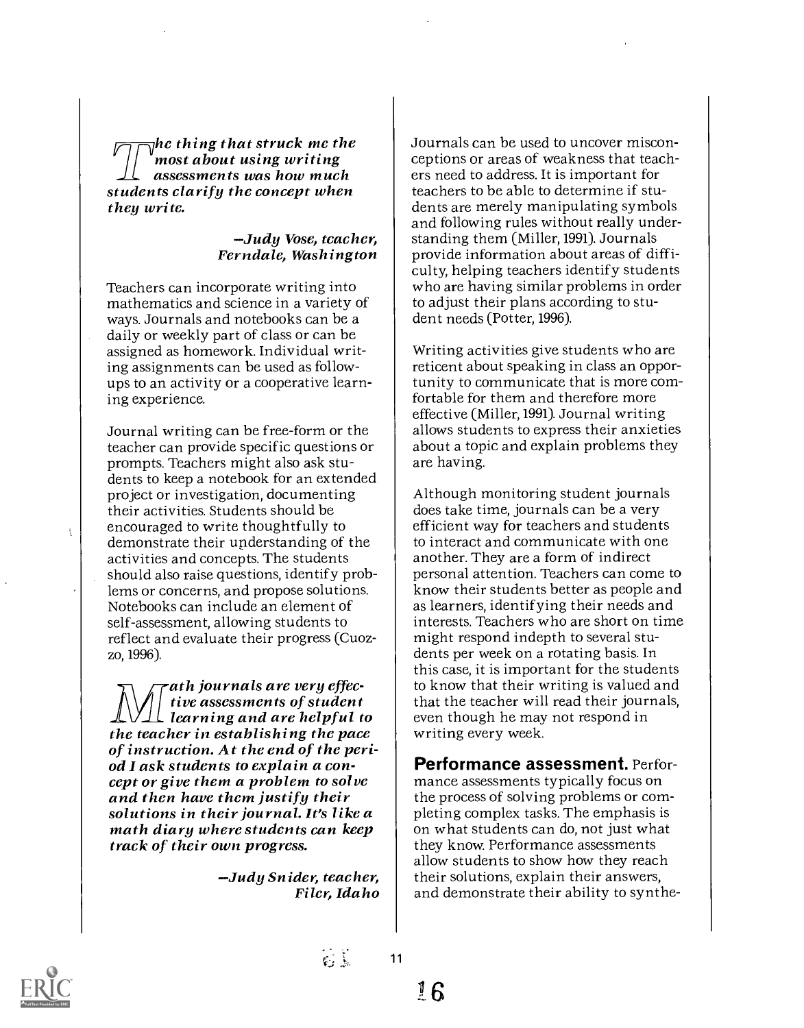*The thing that struck me the most about using writing assessments was how much students clarify the concept when they write.*

*—Judy Vose, teacher, Ferndale, Washington*

Teachers can incorporate writing into mathematics and science in a variety of ways. Journals and notebooks can be a daily or weekly part of class or can be assigned as homework. Individual writing assignments can be used as follow-ups to an activity or a cooperative learning experience.

Journal writing can be free-form or the teacher can provide specific questions or prompts. Teachers might also ask students to keep a notebook for an extended project or investigation, documenting their activities. Students should be encouraged to write thoughtfully to demonstrate their understanding of the activities and concepts. The students should also raise questions, identify problems or concerns, and propose solutions. Notebooks can include an element of self-assessment, allowing students to reflect and evaluate their progress (Cuozzo, 1996).

*Math journals are very effective assessments of student learning and are helpful to the teacher in establishing the pace of instruction. At the end of the period I ask students to explain a concept or give them a problem to solve and then have them justify their solutions in their journal. It's like a math diary where students can keep track of their own progress.*

*—Judy Snider, teacher, Filer, Idaho*

Journals can be used to uncover misconceptions or areas of weakness that teachers need to address. It is important for teachers to be able to determine if students are merely manipulating symbols and following rules without really understanding them (Miller, 1991). Journals provide information about areas of difficulty, helping teachers identify students who are having similar problems in order to adjust their plans according to student needs (Potter, 1996).

Writing activities give students who are reticent about speaking in class an opportunity to communicate that is more comfortable for them and therefore more effective (Miller, 1991). Journal writing allows students to express their anxieties about a topic and explain problems they are having.

Although monitoring student journals does take time, journals can be a very efficient way for teachers and students to interact and communicate with one another. They are a form of indirect personal attention. Teachers can come to know their students better as people and as learners, identifying their needs and interests. Teachers who are short on time might respond indepth to several students per week on a rotating basis. In this case, it is important for the students to know that their writing is valued and that the teacher will read their journals, even though he may not respond in writing every week.

**Performance assessment.** Performance assessments typically focus on the process of solving problems or completing complex tasks. The emphasis is on what students can do, not just what they know. Performance assessments allow students to show how they reach their solutions, explain their answers, and demonstrate their ability to synthe-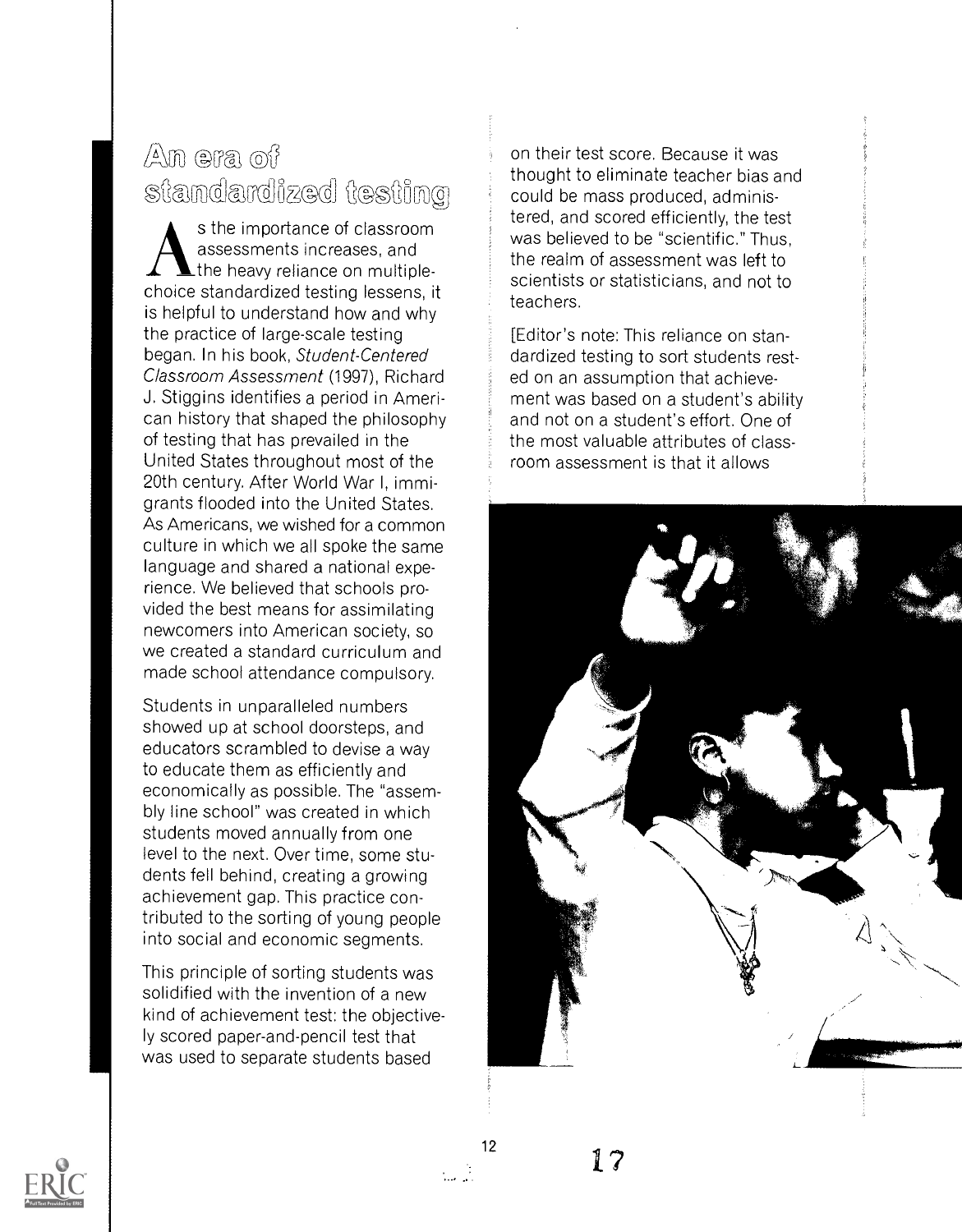## An era of standardized testing

As the importance of classroom assessments increases, and the heavy reliance on multiple-choice standardized testing lessens, it is helpful to understand how and why the practice of large-scale testing began. In his book, *Student-Centered Classroom Assessment* (1997), Richard J. Stiggins identifies a period in American history that shaped the philosophy of testing that has prevailed in the United States throughout most of the 20th century. After World War I, immigrants flooded into the United States. As Americans, we wished for a common culture in which we all spoke the same language and shared a national experience. We believed that schools provided the best means for assimilating newcomers into American society, so we created a standard curriculum and made school attendance compulsory.

Students in unparalleled numbers showed up at school doorsteps, and educators scrambled to devise a way to educate them as efficiently and economically as possible. The "assembly line school" was created in which students moved annually from one level to the next. Over time, some students fell behind, creating a growing achievement gap. This practice contributed to the sorting of young people into social and economic segments.

This principle of sorting students was solidified with the invention of a new kind of achievement test: the objectively scored paper-and-pencil test that was used to separate students based on their test score. Because it was thought to eliminate teacher bias and could be mass produced, administered, and scored efficiently, the test was believed to be "scientific." Thus, the realm of assessment was left to scientists or statisticians, and not to teachers.

[Editor's note: This reliance on standardized testing to sort students rested on an assumption that achievement was based on a student's ability and not on a student's effort. One of the most valuable attributes of classroom assessment is that it allows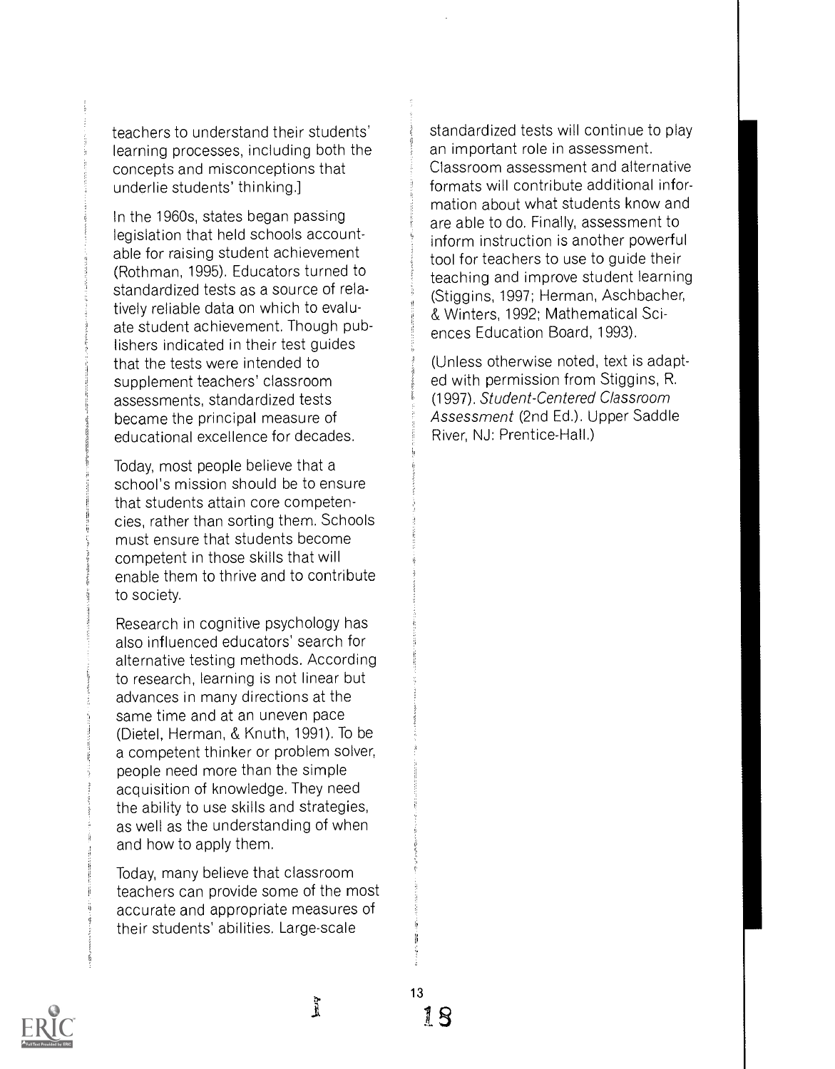teachers to understand their students' learning processes, including both the concepts and misconceptions that underlie students' thinking.]

In the 1960s, states began passing legislation that held schools accountable for raising student achievement (Rothman, 1995). Educators turned to standardized tests as a source of relatively reliable data on which to evaluate student achievement. Though publishers indicated in their test guides that the tests were intended to supplement teachers' classroom assessments, standardized tests became the principal measure of educational excellence for decades.

Today, most people believe that a school's mission should be to ensure that students attain core competencies, rather than sorting them. Schools must ensure that students become competent in those skills that will enable them to thrive and to contribute to society.

Research in cognitive psychology has also influenced educators' search for alternative testing methods. According to research, learning is not linear but advances in many directions at the same time and at an uneven pace (Dietel, Herman, & Knuth, 1991). To be a competent thinker or problem solver, people need more than the simple acquisition of knowledge. They need the ability to use skills and strategies, as well as the understanding of when and how to apply them.

Today, many believe that classroom teachers can provide some of the most accurate and appropriate measures of their students' abilities. Large-scale standardized tests will continue to play an important role in assessment. Classroom assessment and alternative formats will contribute additional information about what students know and are able to do. Finally, assessment to inform instruction is another powerful tool for teachers to use to guide their teaching and improve student learning (Stiggins, 1997; Herman, Aschbacher, & Winters, 1992; Mathematical Sciences Education Board, 1993).

(Unless otherwise noted, text is adapted with permission from Stiggins, R. (1997). *Student-Centered Classroom Assessment* (2nd Ed.). Upper Saddle River, NJ: Prentice-Hall.)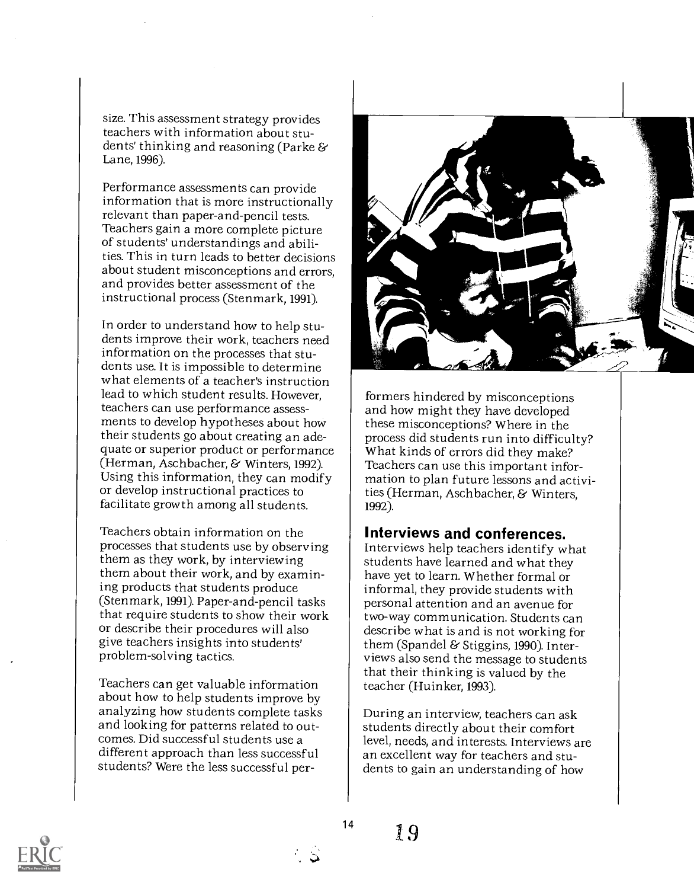size. This assessment strategy provides teachers with information about students' thinking and reasoning (Parke & Lane, 1996).

Performance assessments can provide information that is more instructionally relevant than paper-and-pencil tests. Teachers gain a more complete picture of students' understandings and abilities. This in turn leads to better decisions about student misconceptions and errors, and provides better assessment of the instructional process (Stenmark, 1991).

In order to understand how to help students improve their work, teachers need information on the processes that students use. It is impossible to determine what elements of a teacher's instruction lead to which student results. However, teachers can use performance assessments to develop hypotheses about how their students go about creating an adequate or superior product or performance (Herman, Aschbacher, & Winters, 1992). Using this information, they can modify or develop instructional practices to facilitate growth among all students.

Teachers obtain information on the processes that students use by observing them as they work, by interviewing them about their work, and by examining products that students produce (Stenmark, 1991). Paper-and-pencil tasks that require students to show their work or describe their procedures will also give teachers insights into students' problem-solving tactics.

Teachers can get valuable information about how to help students improve by analyzing how students complete tasks and looking for patterns related to outcomes. Did successful students use a different approach than less successful students? Were the less successful performers hindered by misconceptions and how might they have developed these misconceptions? Where in the process did students run into difficulty? What kinds of errors did they make? Teachers can use this important information to plan future lessons and activities (Herman, Aschbacher, & Winters, 1992).

### Interviews and conferences.

Interviews help teachers identify what students have learned and what they have yet to learn. Whether formal or informal, they provide students with personal attention and an avenue for two-way communication. Students can describe what is and is not working for them (Spandel & Stiggins, 1990). Interviews also send the message to students that their thinking is valued by the teacher (Huinker, 1993).

During an interview, teachers can ask students directly about their comfort level, needs, and interests. Interviews are an excellent way for teachers and students to gain an understanding of how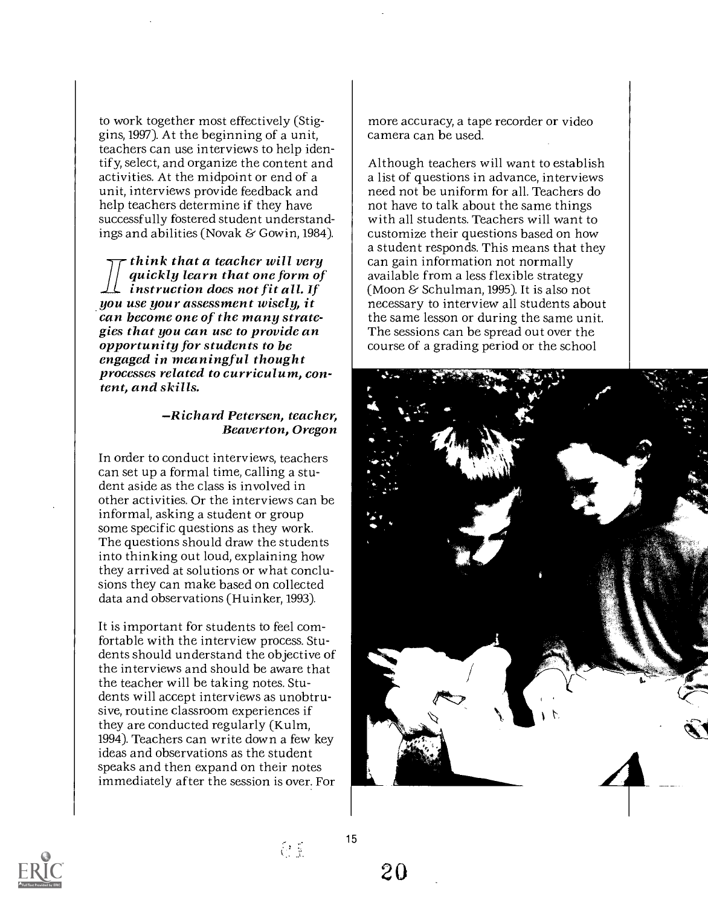to work together most effectively (Stiggins, 1997). At the beginning of a unit, teachers can use interviews to help identify, select, and organize the content and activities. At the midpoint or end of a unit, interviews provide feedback and help teachers determine if they have successfully fostered student understandings and abilities (Novak & Gowin, 1984).

***I think that a teacher will very quickly learn that one form of instruction does not fit all. If you use your assessment wisely, it can become one of the many strategies that you can use to provide an opportunity for students to be engaged in meaningful thought processes related to curriculum, content, and skills.***

***—Richard Petersen, teacher, Beaverton, Oregon***

In order to conduct interviews, teachers can set up a formal time, calling a student aside as the class is involved in other activities. Or the interviews can be informal, asking a student or group some specific questions as they work. The questions should draw the students into thinking out loud, explaining how they arrived at solutions or what conclusions they can make based on collected data and observations (Huinker, 1993).

It is important for students to feel comfortable with the interview process. Students should understand the objective of the interviews and should be aware that the teacher will be taking notes. Students will accept interviews as unobtrusive, routine classroom experiences if they are conducted regularly (Kulm, 1994). Teachers can write down a few key ideas and observations as the student speaks and then expand on their notes immediately after the session is over. For more accuracy, a tape recorder or video camera can be used.

Although teachers will want to establish a list of questions in advance, interviews need not be uniform for all. Teachers do not have to talk about the same things with all students. Teachers will want to customize their questions based on how a student responds. This means that they can gain information not normally available from a less flexible strategy (Moon & Schulman, 1995). It is also not necessary to interview all students about the same lesson or during the same unit. The sessions can be spread out over the course of a grading period or the school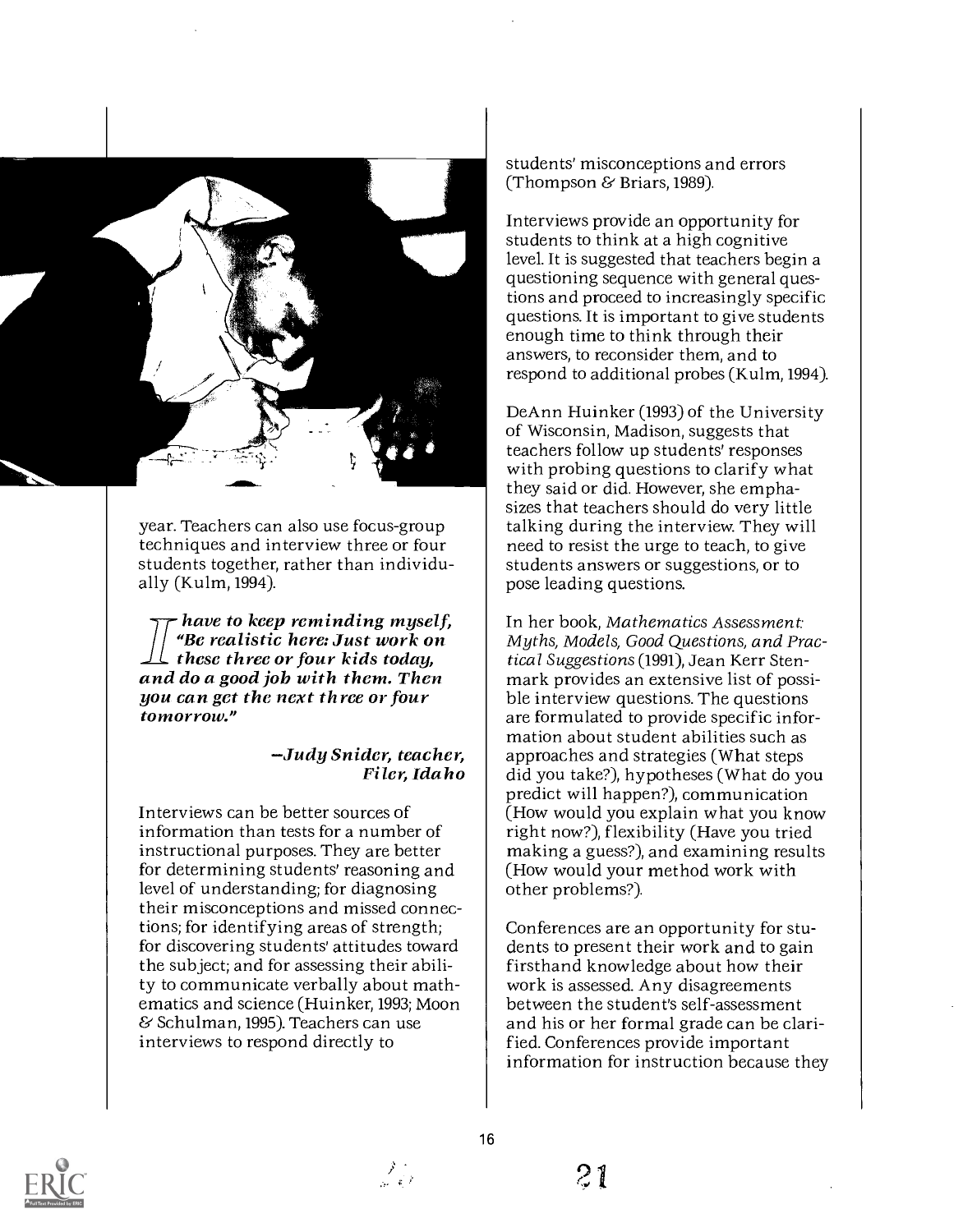year. Teachers can also use focus-group techniques and interview three or four students together, rather than individually (Kulm, 1994).

***I have to keep reminding myself, "Be realistic here: Just work on these three or four kids today, and do a good job with them. Then you can get the next three or four tomorrow."***

***—Judy Snider, teacher, Filer, Idaho***

Interviews can be better sources of information than tests for a number of instructional purposes. They are better for determining students' reasoning and level of understanding; for diagnosing their misconceptions and missed connections; for identifying areas of strength; for discovering students' attitudes toward the subject; and for assessing their ability to communicate verbally about mathematics and science (Huinker, 1993; Moon & Schulman, 1995). Teachers can use interviews to respond directly to students' misconceptions and errors (Thompson & Briars, 1989).

Interviews provide an opportunity for students to think at a high cognitive level. It is suggested that teachers begin a questioning sequence with general questions and proceed to increasingly specific questions. It is important to give students enough time to think through their answers, to reconsider them, and to respond to additional probes (Kulm, 1994).

DeAnn Huinker (1993) of the University of Wisconsin, Madison, suggests that teachers follow up students' responses with probing questions to clarify what they said or did. However, she emphasizes that teachers should do very little talking during the interview. They will need to resist the urge to teach, to give students answers or suggestions, or to pose leading questions.

In her book, *Mathematics Assessment: Myths, Models, Good Questions, and Practical Suggestions* (1991), Jean Kerr Stenmark provides an extensive list of possible interview questions. The questions are formulated to provide specific information about student abilities such as approaches and strategies (What steps did you take?), hypotheses (What do you predict will happen?), communication (How would you explain what you know right now?), flexibility (Have you tried making a guess?), and examining results (How would your method work with other problems?).

Conferences are an opportunity for students to present their work and to gain firsthand knowledge about how their work is assessed. Any disagreements between the student's self-assessment and his or her formal grade can be clarified. Conferences provide important information for instruction because they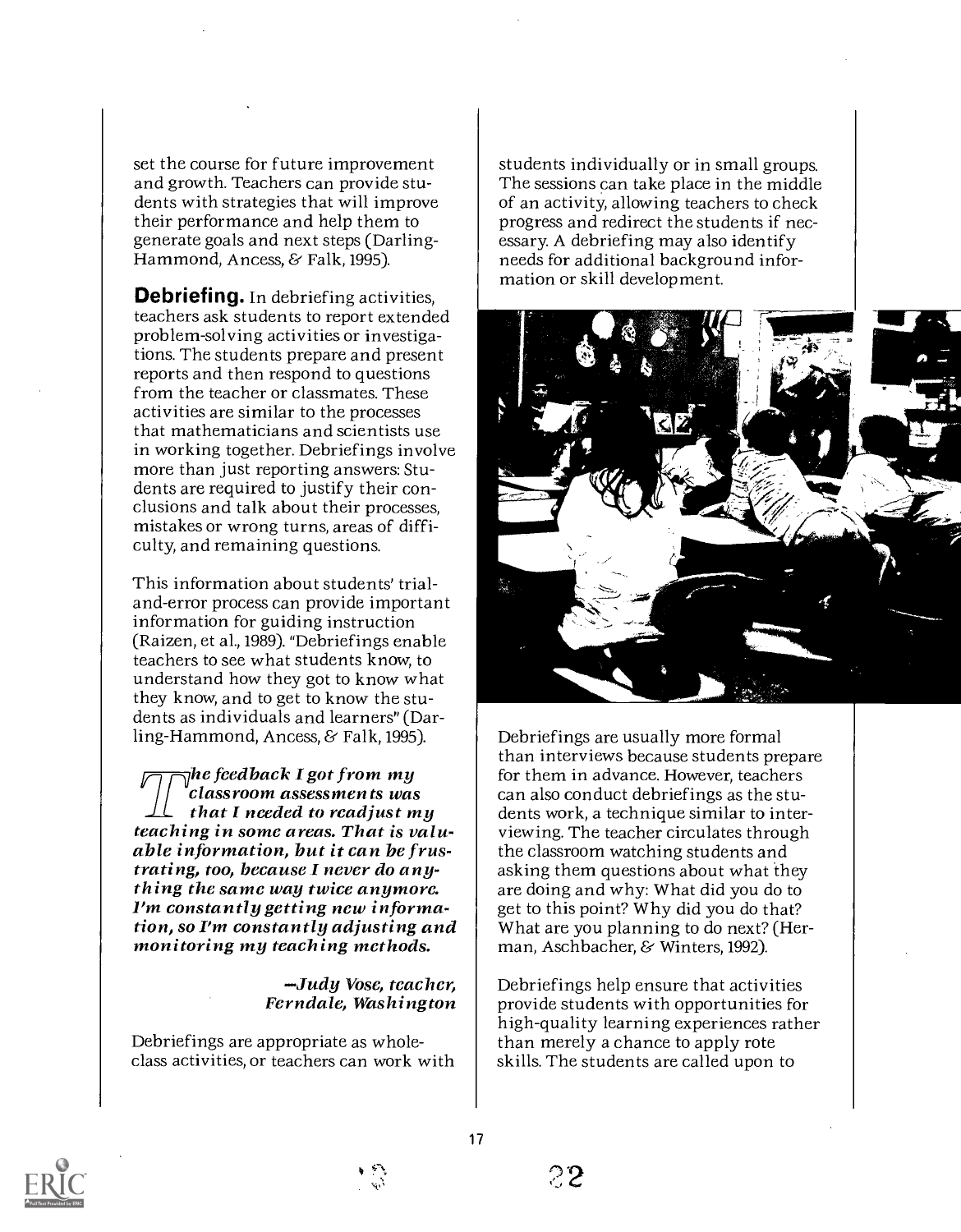set the course for future improvement and growth. Teachers can provide students with strategies that will improve their performance and help them to generate goals and next steps (Darling-Hammond, Ancess, & Falk, 1995).

**Debriefing.** In debriefing activities, teachers ask students to report extended problem-solving activities or investigations. The students prepare and present reports and then respond to questions from the teacher or classmates. These activities are similar to the processes that mathematicians and scientists use in working together. Debriefings involve more than just reporting answers: Students are required to justify their conclusions and talk about their processes, mistakes or wrong turns, areas of difficulty, and remaining questions.

This information about students' trial-and-error process can provide important information for guiding instruction (Raizen, et al., 1989). "Debriefings enable teachers to see what students know, to understand how they got to know what they know, and to get to know the students as individuals and learners" (Darling-Hammond, Ancess, & Falk, 1995).

> ***The feedback I got from my classroom assessments was that I needed to readjust my teaching in some areas. That is valuable information, but it can be frustrating, too, because I never do anything the same way twice anymore. I'm constantly getting new information, so I'm constantly adjusting and monitoring my teaching methods.***
>
> *—Judy Vose, teacher, Ferndale, Washington*

Debriefings are appropriate as whole-class activities, or teachers can work with students individually or in small groups. The sessions can take place in the middle of an activity, allowing teachers to check progress and redirect the students if necessary. A debriefing may also identify needs for additional background information or skill development.

Debriefings are usually more formal than interviews because students prepare for them in advance. However, teachers can also conduct debriefings as the students work, a technique similar to interviewing. The teacher circulates through the classroom watching students and asking them questions about what they are doing and why: What did you do to get to this point? Why did you do that? What are you planning to do next? (Herman, Aschbacher, & Winters, 1992).

Debriefings help ensure that activities provide students with opportunities for high-quality learning experiences rather than merely a chance to apply rote skills. The students are called upon to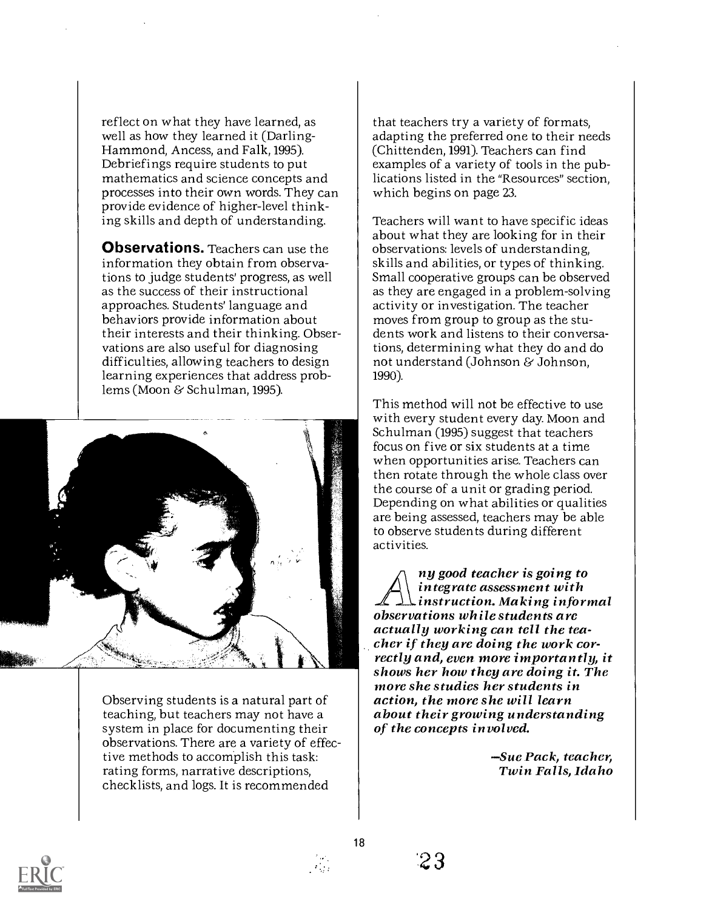reflect on what they have learned, as well as how they learned it (Darling-Hammond, Ancess, and Falk, 1995). Debriefings require students to put mathematics and science concepts and processes into their own words. They can provide evidence of higher-level thinking skills and depth of understanding.

**Observations.** Teachers can use the information they obtain from observations to judge students' progress, as well as the success of their instructional approaches. Students' language and behaviors provide information about their interests and their thinking. Observations are also useful for diagnosing difficulties, allowing teachers to design learning experiences that address problems (Moon & Schulman, 1995).

Observing students is a natural part of teaching, but teachers may not have a system in place for documenting their observations. There are a variety of effective methods to accomplish this task: rating forms, narrative descriptions, checklists, and logs. It is recommended that teachers try a variety of formats, adapting the preferred one to their needs (Chittenden, 1991). Teachers can find examples of a variety of tools in the publications listed in the "Resources" section, which begins on page 23.

Teachers will want to have specific ideas about what they are looking for in their observations: levels of understanding, skills and abilities, or types of thinking. Small cooperative groups can be observed as they are engaged in a problem-solving activity or investigation. The teacher moves from group to group as the students work and listens to their conversations, determining what they do and do not understand (Johnson & Johnson, 1990).

This method will not be effective to use with every student every day. Moon and Schulman (1995) suggest that teachers focus on five or six students at a time when opportunities arise. Teachers can then rotate through the whole class over the course of a unit or grading period. Depending on what abilities or qualities are being assessed, teachers may be able to observe students during different activities.

***Any good teacher is going to integrate assessment with instruction. Making informal observations while students are actually working can tell the teacher if they are doing the work correctly and, even more importantly, it shows her how they are doing it. The more she studies her students in action, the more she will learn about their growing understanding of the concepts involved.***

*—Sue Pack, teacher, Twin Falls, Idaho*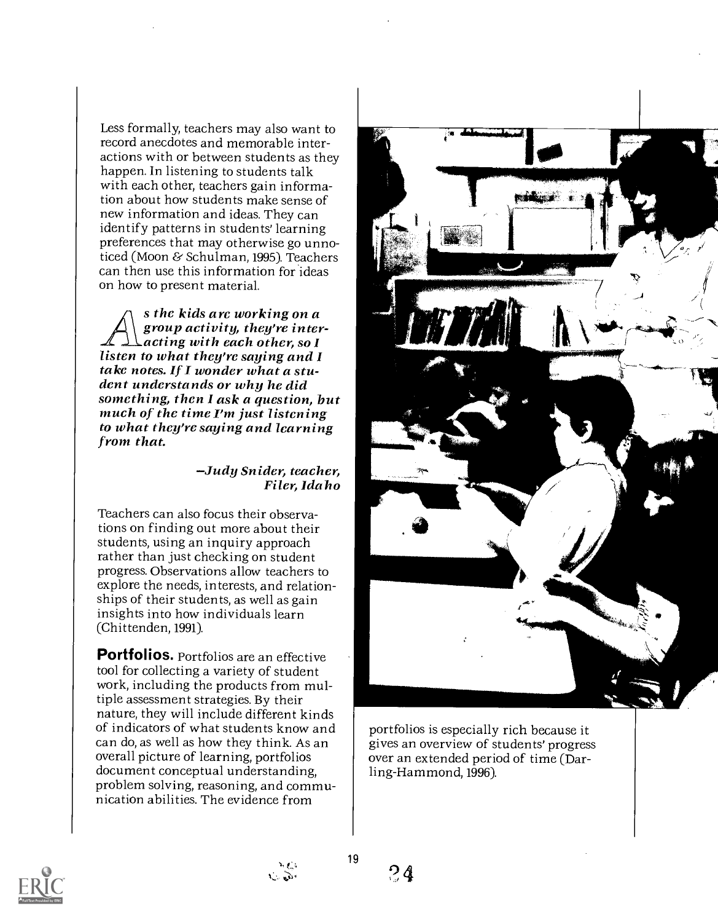Less formally, teachers may also want to record anecdotes and memorable interactions with or between students as they happen. In listening to students talk with each other, teachers gain information about how students make sense of new information and ideas. They can identify patterns in students' learning preferences that may otherwise go unnoticed (Moon & Schulman, 1995). Teachers can then use this information for ideas on how to present material.

***As the kids are working on a group activity, they're interacting with each other, so I listen to what they're saying and I take notes. If I wonder what a student understands or why he did something, then I ask a question, but much of the time I'm just listening to what they're saying and learning from that.***

*—Judy Snider, teacher, Filer, Idaho*

Teachers can also focus their observations on finding out more about their students, using an inquiry approach rather than just checking on student progress. Observations allow teachers to explore the needs, interests, and relationships of their students, as well as gain insights into how individuals learn (Chittenden, 1991).

**Portfolios.** Portfolios are an effective tool for collecting a variety of student work, including the products from multiple assessment strategies. By their nature, they will include different kinds of indicators of what students know and can do, as well as how they think. As an overall picture of learning, portfolios document conceptual understanding, problem solving, reasoning, and communication abilities. The evidence from portfolios is especially rich because it gives an overview of students' progress over an extended period of time (Darling-Hammond, 1996).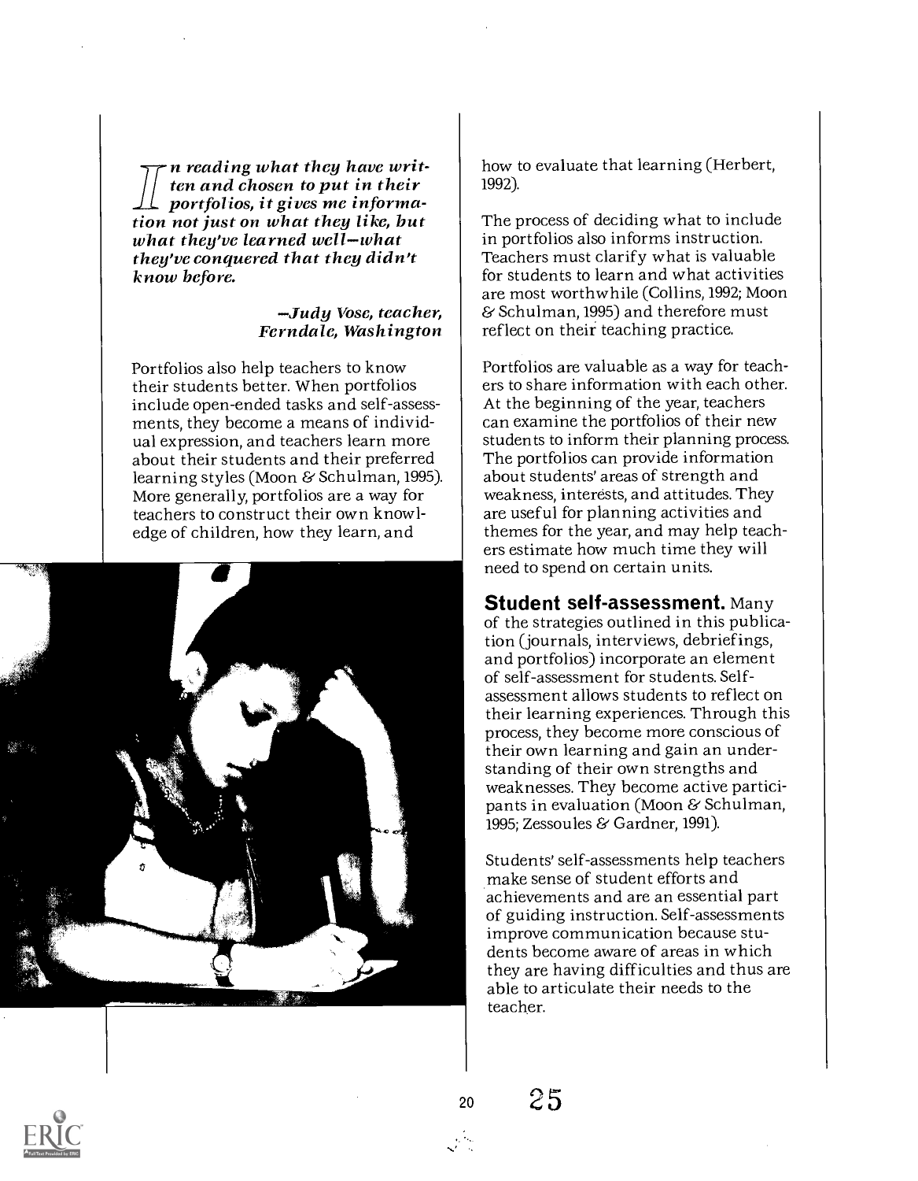*In reading what they have written and chosen to put in their portfolios, it gives me information not just on what they like, but what they've learned well—what they've conquered that they didn't know before.*

*—Judy Vose, teacher, Ferndale, Washington*

Portfolios also help teachers to know their students better. When portfolios include open-ended tasks and self-assessments, they become a means of individual expression, and teachers learn more about their students and their preferred learning styles (Moon & Schulman, 1995). More generally, portfolios are a way for teachers to construct their own knowledge of children, how they learn, and how to evaluate that learning (Herbert, 1992).

The process of deciding what to include in portfolios also informs instruction. Teachers must clarify what is valuable for students to learn and what activities are most worthwhile (Collins, 1992; Moon & Schulman, 1995) and therefore must reflect on their teaching practice.

Portfolios are valuable as a way for teachers to share information with each other. At the beginning of the year, teachers can examine the portfolios of their new students to inform their planning process. The portfolios can provide information about students' areas of strength and weakness, interests, and attitudes. They are useful for planning activities and themes for the year, and may help teachers estimate how much time they will need to spend on certain units.

**Student self-assessment.** Many of the strategies outlined in this publication (journals, interviews, debriefings, and portfolios) incorporate an element of self-assessment for students. Self-assessment allows students to reflect on their learning experiences. Through this process, they become more conscious of their own learning and gain an understanding of their own strengths and weaknesses. They become active participants in evaluation (Moon & Schulman, 1995; Zessoules & Gardner, 1991).

Students' self-assessments help teachers make sense of student efforts and achievements and are an essential part of guiding instruction. Self-assessments improve communication because students become aware of areas in which they are having difficulties and thus are able to articulate their needs to the teacher.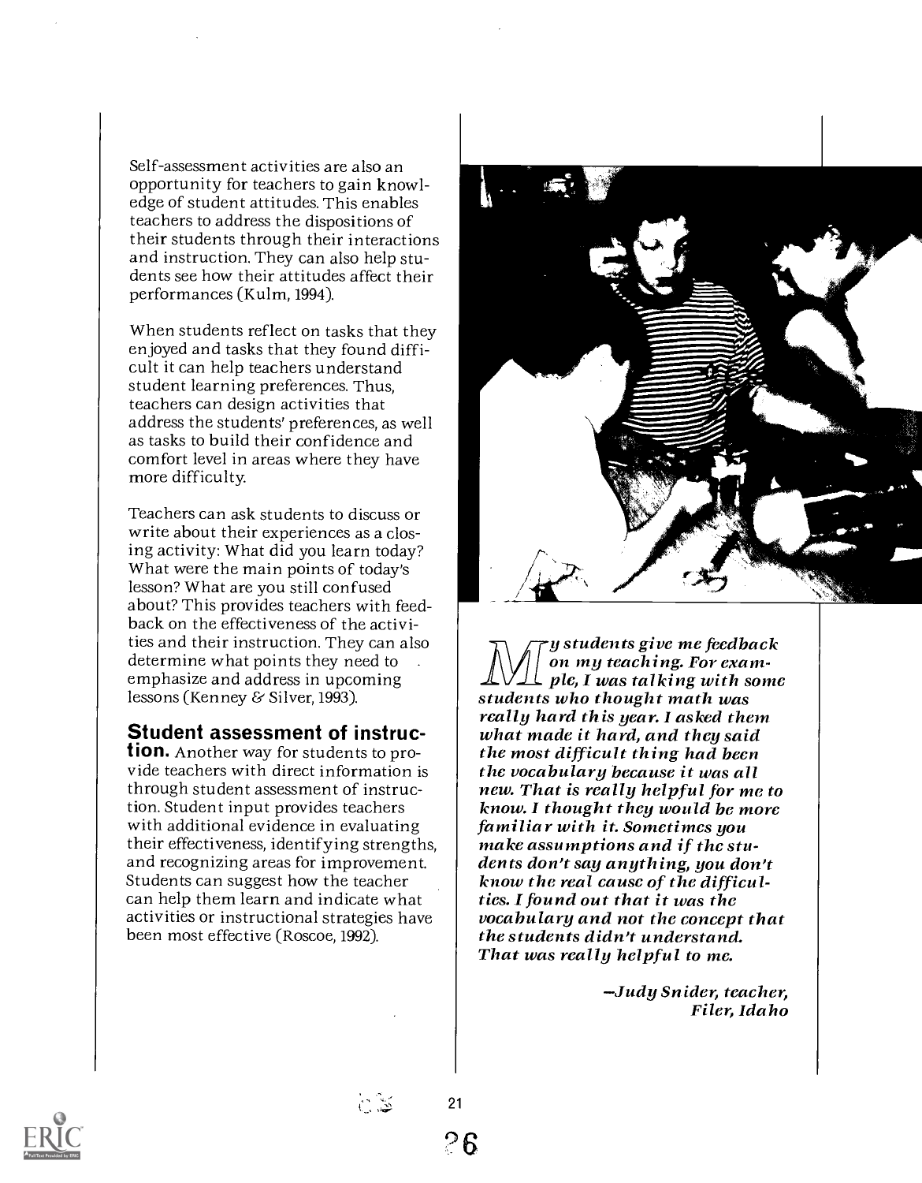Self-assessment activities are also an opportunity for teachers to gain knowledge of student attitudes. This enables teachers to address the dispositions of their students through their interactions and instruction. They can also help students see how their attitudes affect their performances (Kulm, 1994).

When students reflect on tasks that they enjoyed and tasks that they found difficult it can help teachers understand student learning preferences. Thus, teachers can design activities that address the students' preferences, as well as tasks to build their confidence and comfort level in areas where they have more difficulty.

Teachers can ask students to discuss or write about their experiences as a closing activity: What did you learn today? What were the main points of today's lesson? What are you still confused about? This provides teachers with feedback on the effectiveness of the activities and their instruction. They can also determine what points they need to emphasize and address in upcoming lessons (Kenney & Silver, 1993).

**Student assessment of instruction.** Another way for students to provide teachers with direct information is through student assessment of instruction. Student input provides teachers with additional evidence in evaluating their effectiveness, identifying strengths, and recognizing areas for improvement. Students can suggest how the teacher can help them learn and indicate what activities or instructional strategies have been most effective (Roscoe, 1992).

*My students give me feedback on my teaching. For example, I was talking with some students who thought math was really hard this year. I asked them what made it hard, and they said the most difficult thing had been the vocabulary because it was all new. That is really helpful for me to know. I thought they would be more familiar with it. Sometimes you make assumptions and if the students don't say anything, you don't know the real cause of the difficulties. I found out that it was the vocabulary and not the concept that the students didn't understand. That was really helpful to me.*

*—Judy Snider, teacher, Filer, Idaho*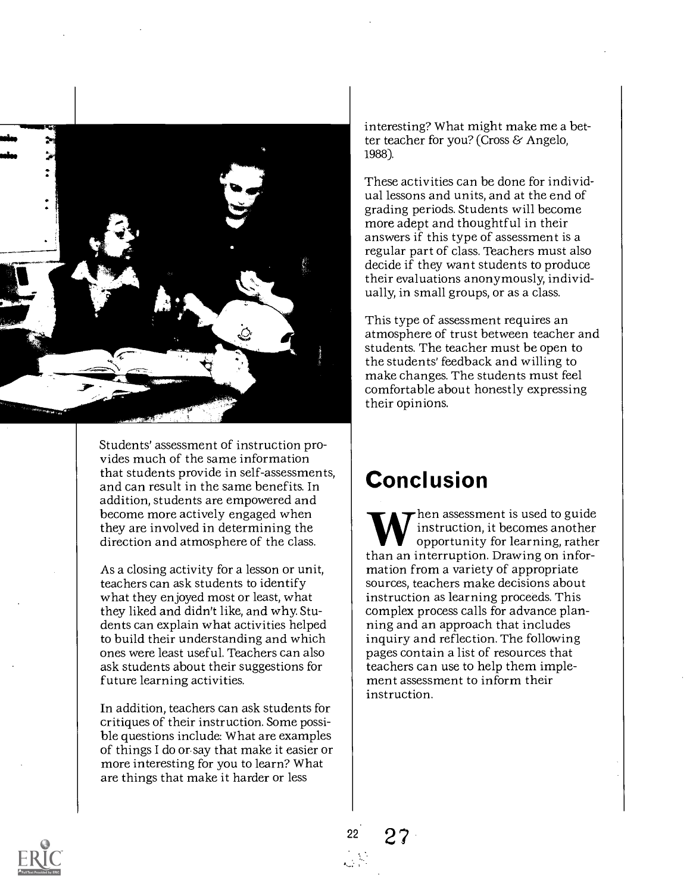Students' assessment of instruction provides much of the same information that students provide in self-assessments, and can result in the same benefits. In addition, students are empowered and become more actively engaged when they are involved in determining the direction and atmosphere of the class.

As a closing activity for a lesson or unit, teachers can ask students to identify what they enjoyed most or least, what they liked and didn't like, and why. Students can explain what activities helped to build their understanding and which ones were least useful. Teachers can also ask students about their suggestions for future learning activities.

In addition, teachers can ask students for critiques of their instruction. Some possible questions include: What are examples of things I do or say that make it easier or more interesting for you to learn? What are things that make it harder or less interesting? What might make me a better teacher for you? (Cross & Angelo, 1988).

These activities can be done for individual lessons and units, and at the end of grading periods. Students will become more adept and thoughtful in their answers if this type of assessment is a regular part of class. Teachers must also decide if they want students to produce their evaluations anonymously, individually, in small groups, or as a class.

This type of assessment requires an atmosphere of trust between teacher and students. The teacher must be open to the students' feedback and willing to make changes. The students must feel comfortable about honestly expressing their opinions.

## Conclusion

When assessment is used to guide instruction, it becomes another opportunity for learning, rather than an interruption. Drawing on information from a variety of appropriate sources, teachers make decisions about instruction as learning proceeds. This complex process calls for advance planning and an approach that includes inquiry and reflection. The following pages contain a list of resources that teachers can use to help them implement assessment to inform their instruction.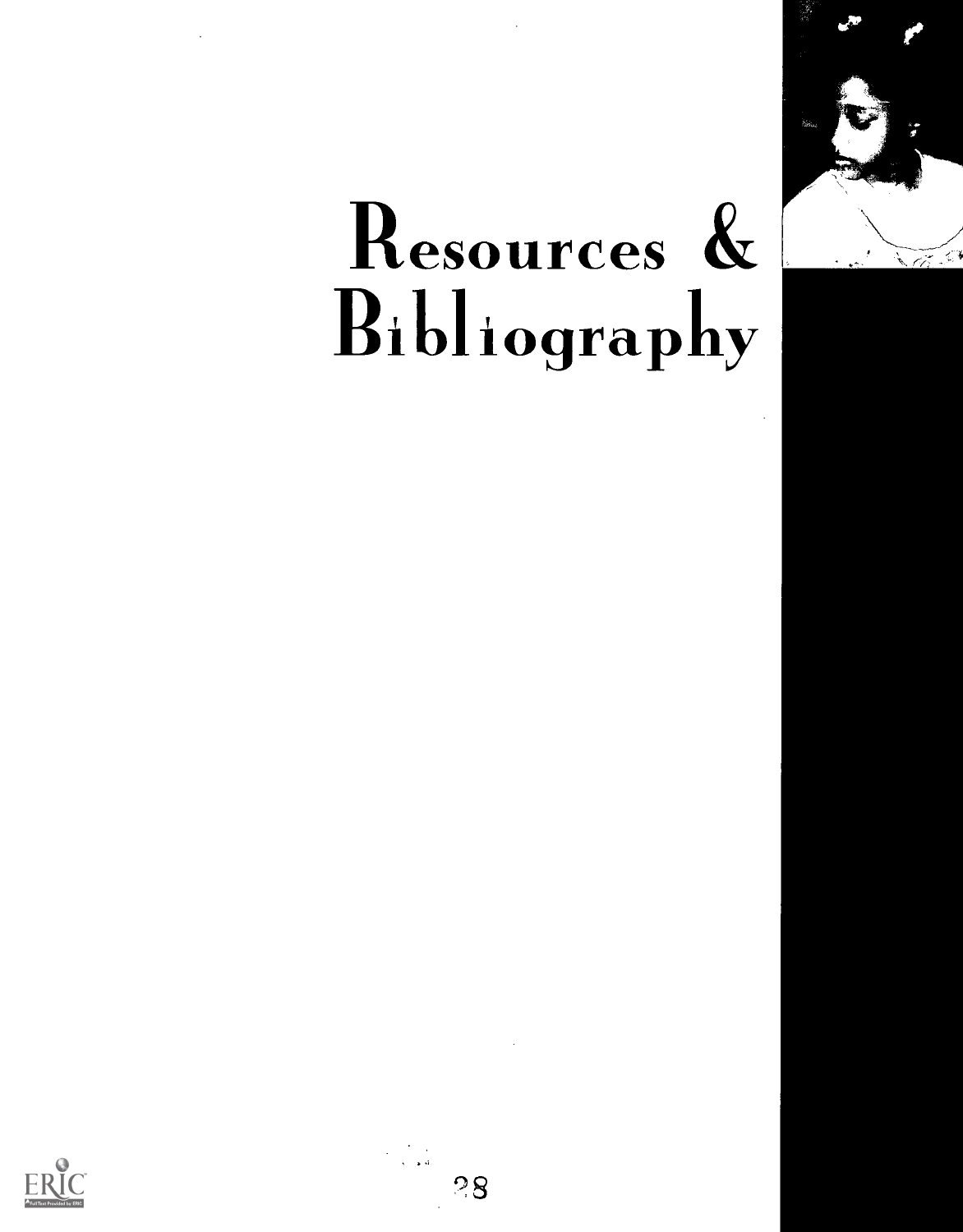# Resources & Bibliography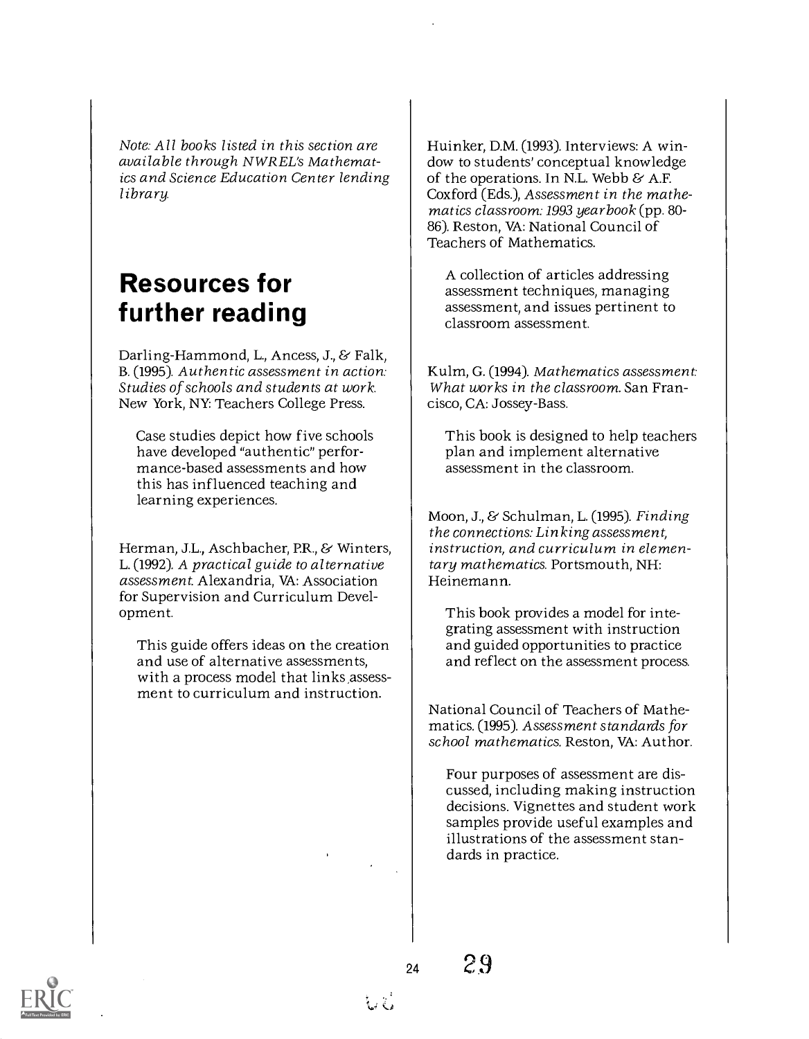*Note: All books listed in this section are available through NWREL's Mathematics and Science Education Center lending library.*

# Resources for further reading

Darling-Hammond, L., Ancess, J., & Falk, B. (1995). *Authentic assessment in action: Studies of schools and students at work.* New York, NY: Teachers College Press.

> Case studies depict how five schools have developed "authentic" performance-based assessments and how this has influenced teaching and learning experiences.

Herman, J.L., Aschbacher, P.R., & Winters, L. (1992). *A practical guide to alternative assessment.* Alexandria, VA: Association for Supervision and Curriculum Development.

> This guide offers ideas on the creation and use of alternative assessments, with a process model that links assessment to curriculum and instruction.

Huinker, D.M. (1993). Interviews: A window to students' conceptual knowledge of the operations. In N.L. Webb & A.F. Coxford (Eds.), *Assessment in the mathematics classroom: 1993 yearbook* (pp. 80-86). Reston, VA: National Council of Teachers of Mathematics.

> A collection of articles addressing assessment techniques, managing assessment, and issues pertinent to classroom assessment.

Kulm, G. (1994). *Mathematics assessment: What works in the classroom.* San Francisco, CA: Jossey-Bass.

> This book is designed to help teachers plan and implement alternative assessment in the classroom.

Moon, J., & Schulman, L. (1995). *Finding the connections: Linking assessment, instruction, and curriculum in elementary mathematics.* Portsmouth, NH: Heinemann.

> This book provides a model for integrating assessment with instruction and guided opportunities to practice and reflect on the assessment process.

National Council of Teachers of Mathematics. (1995). *Assessment standards for school mathematics.* Reston, VA: Author.

> Four purposes of assessment are discussed, including making instruction decisions. Vignettes and student work samples provide useful examples and illustrations of the assessment standards in practice.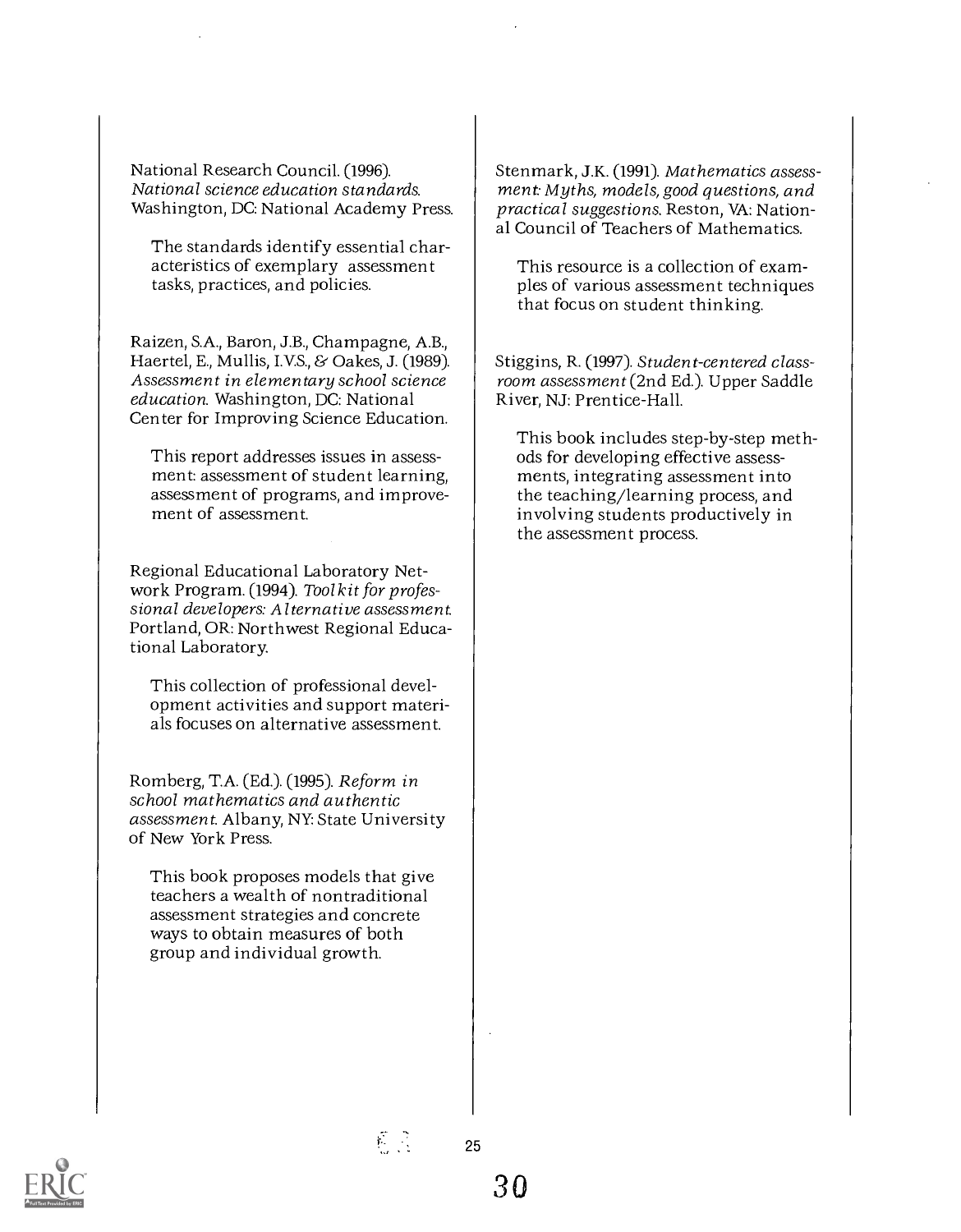National Research Council. (1996). *National science education standards.* Washington, DC: National Academy Press.

> The standards identify essential characteristics of exemplary assessment tasks, practices, and policies.

Raizen, S.A., Baron, J.B., Champagne, A.B., Haertel, E., Mullis, I.V.S., & Oakes, J. (1989). *Assessment in elementary school science education.* Washington, DC: National Center for Improving Science Education.

> This report addresses issues in assessment: assessment of student learning, assessment of programs, and improvement of assessment.

Regional Educational Laboratory Network Program. (1994). *Toolkit for professional developers: Alternative assessment.* Portland, OR: Northwest Regional Educational Laboratory.

> This collection of professional development activities and support materials focuses on alternative assessment.

Romberg, T.A. (Ed.). (1995). *Reform in school mathematics and authentic assessment.* Albany, NY: State University of New York Press.

> This book proposes models that give teachers a wealth of nontraditional assessment strategies and concrete ways to obtain measures of both group and individual growth.

Stenmark, J.K. (1991). *Mathematics assessment: Myths, models, good questions, and practical suggestions.* Reston, VA: National Council of Teachers of Mathematics.

> This resource is a collection of examples of various assessment techniques that focus on student thinking.

Stiggins, R. (1997). *Student-centered classroom assessment* (2nd Ed.). Upper Saddle River, NJ: Prentice-Hall.

> This book includes step-by-step methods for developing effective assessments, integrating assessment into the teaching/learning process, and involving students productively in the assessment process.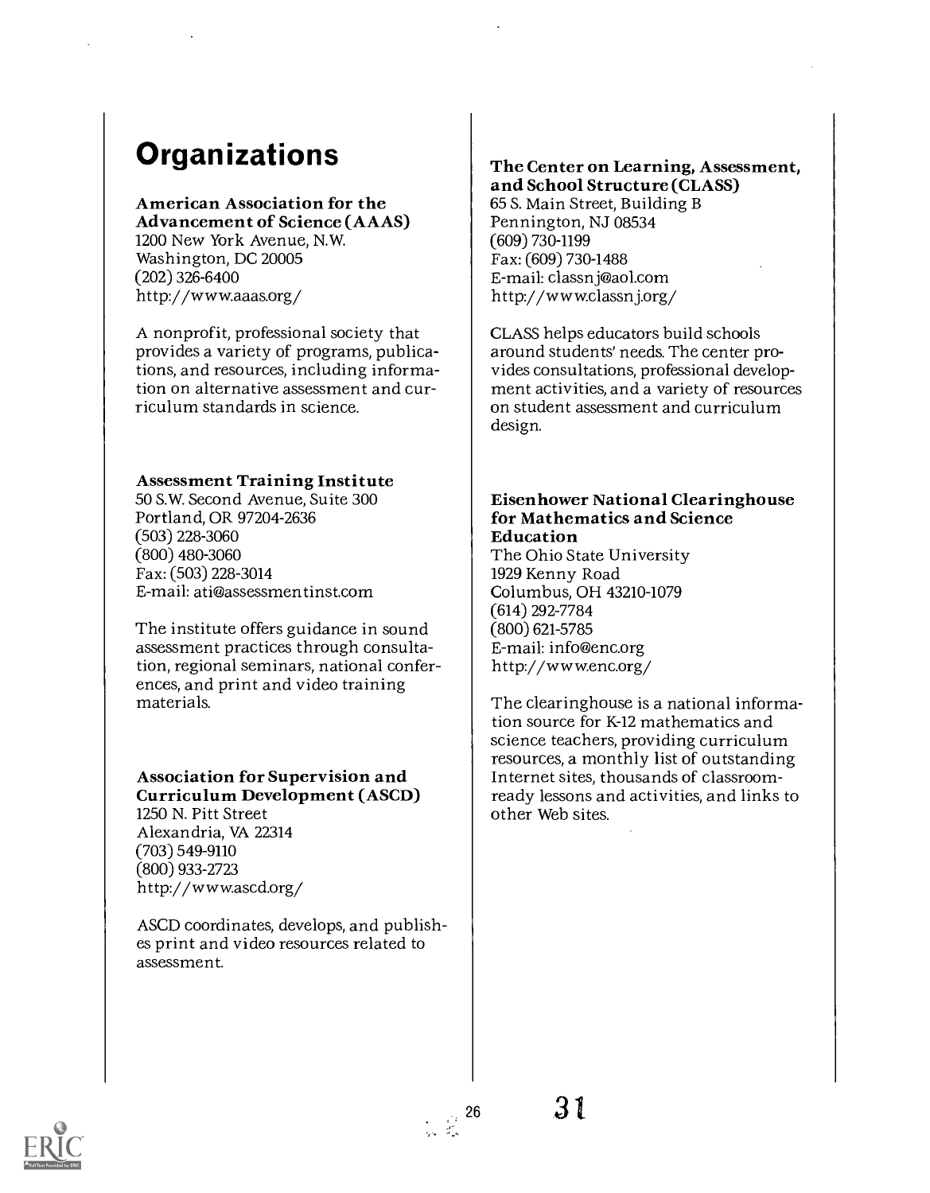# Organizations

**American Association for the Advancement of Science (AAAS)**
1200 New York Avenue, N.W.
Washington, DC 20005
(202) 326-6400
http://www.aaas.org/

A nonprofit, professional society that provides a variety of programs, publications, and resources, including information on alternative assessment and curriculum standards in science.

**Assessment Training Institute**
50 S.W. Second Avenue, Suite 300
Portland, OR 97204-2636
(503) 228-3060
(800) 480-3060
Fax: (503) 228-3014
E-mail: ati@assessmentinst.com

The institute offers guidance in sound assessment practices through consultation, regional seminars, national conferences, and print and video training materials.

**Association for Supervision and Curriculum Development (ASCD)**
1250 N. Pitt Street
Alexandria, VA 22314
(703) 549-9110
(800) 933-2723
http://www.ascd.org/

ASCD coordinates, develops, and publishes print and video resources related to assessment.

**The Center on Learning, Assessment, and School Structure (CLASS)**
65 S. Main Street, Building B
Pennington, NJ 08534
(609) 730-1199
Fax: (609) 730-1488
E-mail: classnj@aol.com
http://www.classnj.org/

CLASS helps educators build schools around students' needs. The center provides consultations, professional development activities, and a variety of resources on student assessment and curriculum design.

**Eisenhower National Clearinghouse for Mathematics and Science Education**
The Ohio State University
1929 Kenny Road
Columbus, OH 43210-1079
(614) 292-7784
(800) 621-5785
E-mail: info@enc.org
http://www.enc.org/

The clearinghouse is a national information source for K-12 mathematics and science teachers, providing curriculum resources, a monthly list of outstanding Internet sites, thousands of classroom-ready lessons and activities, and links to other Web sites.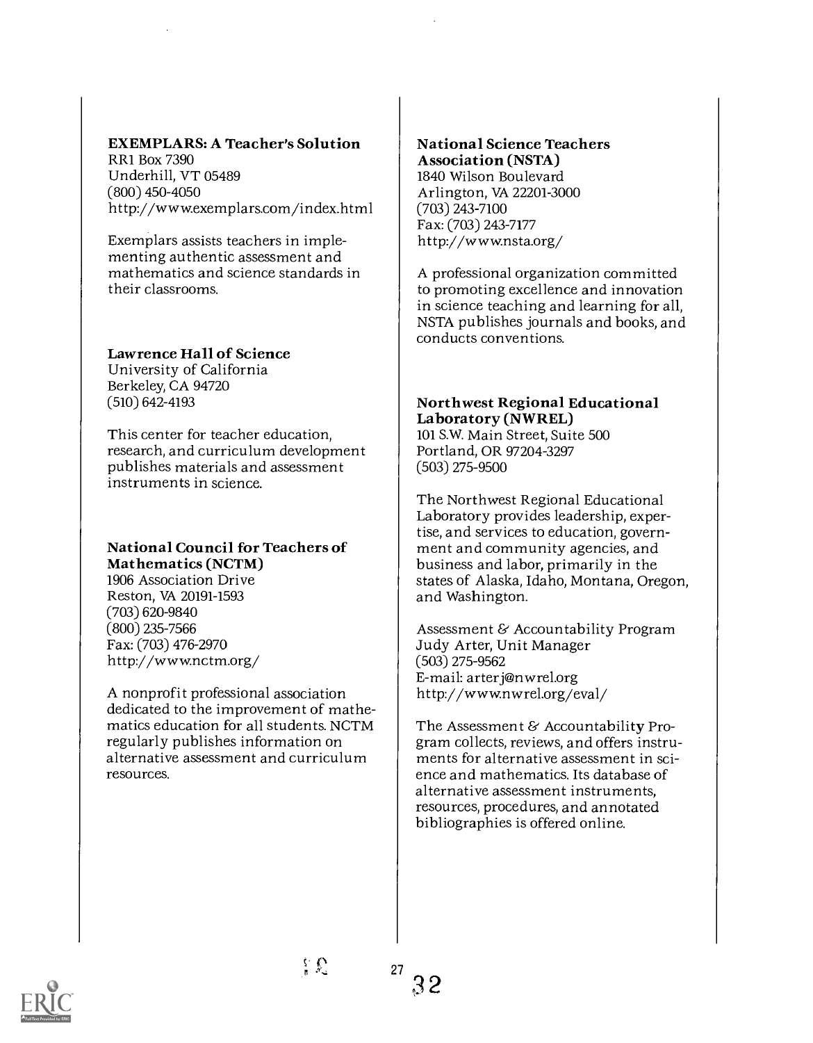**EXEMPLARS: A Teacher's Solution**
RR1 Box 7390
Underhill, VT 05489
(800) 450-4050
http://www.exemplars.com/index.html

Exemplars assists teachers in implementing authentic assessment and mathematics and science standards in their classrooms.

**Lawrence Hall of Science**
University of California
Berkeley, CA 94720
(510) 642-4193

This center for teacher education, research, and curriculum development publishes materials and assessment instruments in science.

**National Council for Teachers of Mathematics (NCTM)**
1906 Association Drive
Reston, VA 20191-1593
(703) 620-9840
(800) 235-7566
Fax: (703) 476-2970
http://www.nctm.org/

A nonprofit professional association dedicated to the improvement of mathematics education for all students. NCTM regularly publishes information on alternative assessment and curriculum resources.

**National Science Teachers Association (NSTA)**
1840 Wilson Boulevard
Arlington, VA 22201-3000
(703) 243-7100
Fax: (703) 243-7177
http://www.nsta.org/

A professional organization committed to promoting excellence and innovation in science teaching and learning for all, NSTA publishes journals and books, and conducts conventions.

**Northwest Regional Educational Laboratory (NWREL)**
101 S.W. Main Street, Suite 500
Portland, OR 97204-3297
(503) 275-9500

The Northwest Regional Educational Laboratory provides leadership, expertise, and services to education, government and community agencies, and business and labor, primarily in the states of Alaska, Idaho, Montana, Oregon, and Washington.

Assessment & Accountability Program
Judy Arter, Unit Manager
(503) 275-9562
E-mail: arterj@nwrel.org
http://www.nwrel.org/eval/

The Assessment & Accountability Program collects, reviews, and offers instruments for alternative assessment in science and mathematics. Its database of alternative assessment instruments, resources, procedures, and annotated bibliographies is offered online.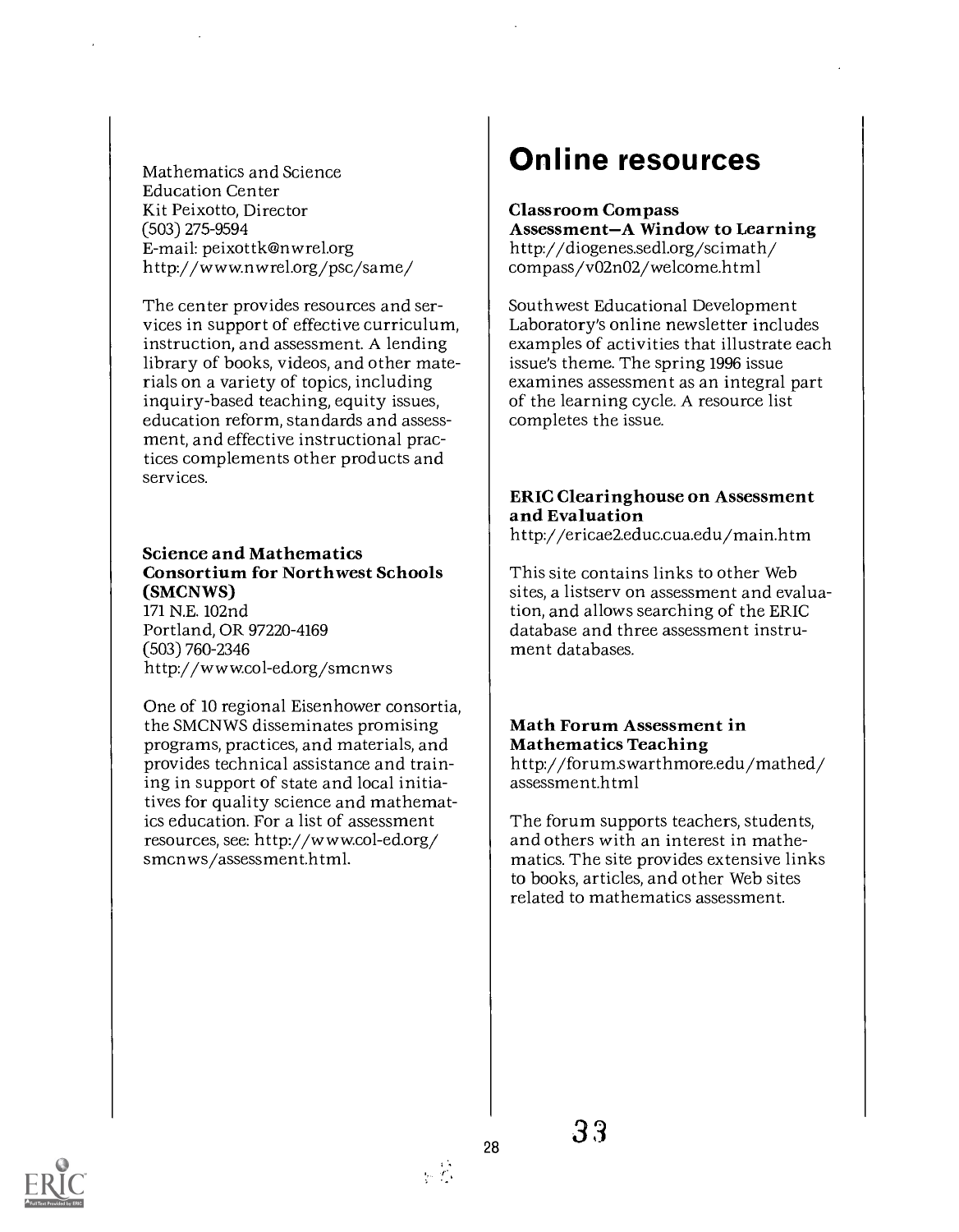Mathematics and Science Education Center
Kit Peixotto, Director
(503) 275-9594
E-mail: peixottk@nwrel.org
http://www.nwrel.org/psc/same/

The center provides resources and services in support of effective curriculum, instruction, and assessment. A lending library of books, videos, and other materials on a variety of topics, including inquiry-based teaching, equity issues, education reform, standards and assessment, and effective instructional practices complements other products and services.

**Science and Mathematics Consortium for Northwest Schools (SMCNWS)**
171 N.E. 102nd
Portland, OR 97220-4169
(503) 760-2346
http://www.col-ed.org/smcnws

One of 10 regional Eisenhower consortia, the SMCNWS disseminates promising programs, practices, and materials, and provides technical assistance and training in support of state and local initiatives for quality science and mathematics education. For a list of assessment resources, see: http://www.col-ed.org/smcnws/assessment.html.

# Online resources

**Classroom Compass Assessment—A Window to Learning**
http://diogenes.sedl.org/scimath/compass/v02n02/welcome.html

Southwest Educational Development Laboratory's online newsletter includes examples of activities that illustrate each issue's theme. The spring 1996 issue examines assessment as an integral part of the learning cycle. A resource list completes the issue.

**ERIC Clearinghouse on Assessment and Evaluation**
http://ericae2.educ.cua.edu/main.htm

This site contains links to other Web sites, a listserv on assessment and evaluation, and allows searching of the ERIC database and three assessment instrument databases.

**Math Forum Assessment in Mathematics Teaching**
http://forum.swarthmore.edu/mathed/assessment.html

The forum supports teachers, students, and others with an interest in mathematics. The site provides extensive links to books, articles, and other Web sites related to mathematics assessment.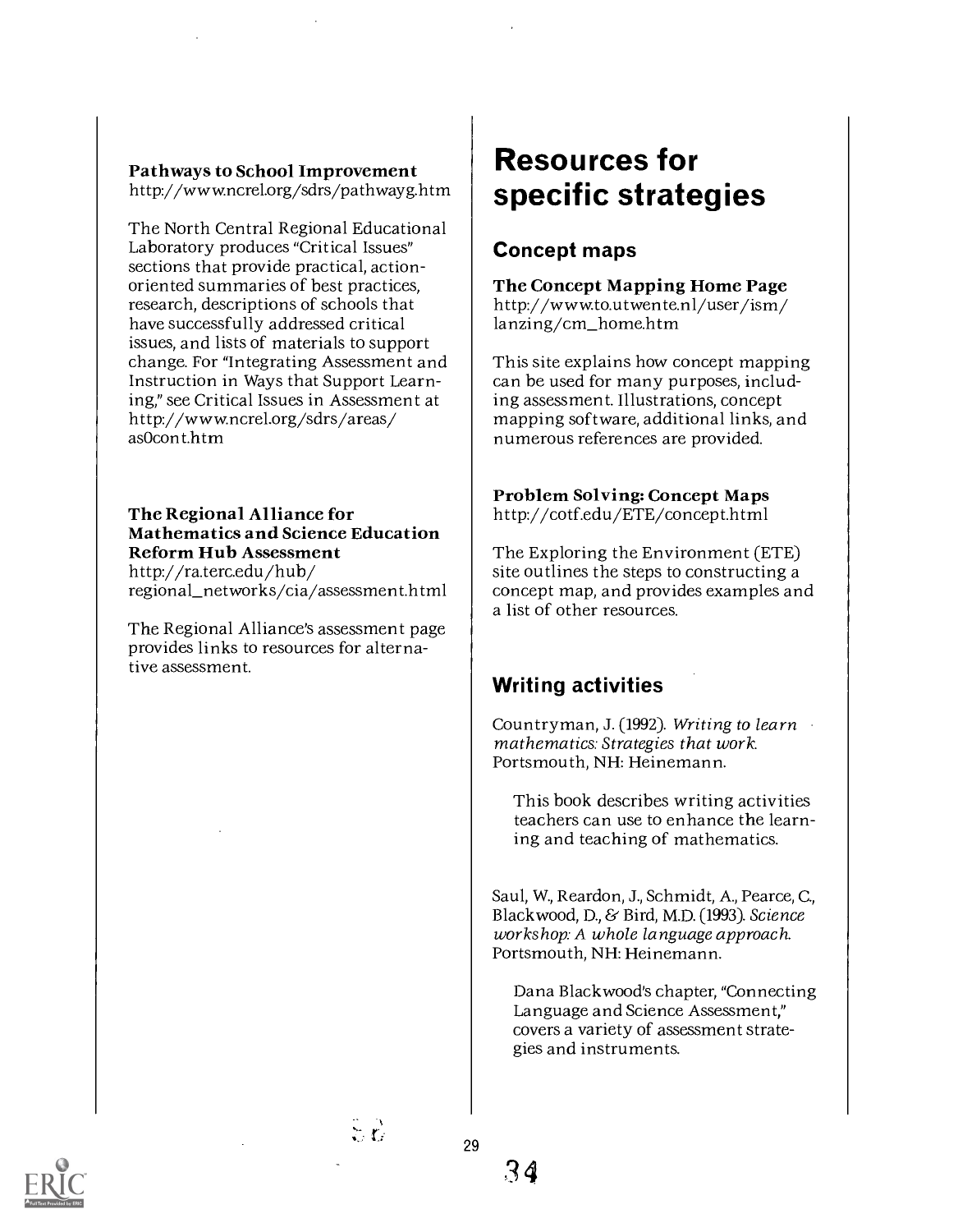**Pathways to School Improvement**
http://www.ncrel.org/sdrs/pathwayg.htm

The North Central Regional Educational Laboratory produces "Critical Issues" sections that provide practical, action-oriented summaries of best practices, research, descriptions of schools that have successfully addressed critical issues, and lists of materials to support change. For "Integrating Assessment and Instruction in Ways that Support Learning," see Critical Issues in Assessment at http://www.ncrel.org/sdrs/areas/as0cont.htm

**The Regional Alliance for Mathematics and Science Education Reform Hub Assessment**
http://ra.terc.edu/hub/regional_networks/cia/assessment.html

The Regional Alliance's assessment page provides links to resources for alternative assessment.

# Resources for specific strategies

## Concept maps

**The Concept Mapping Home Page**
http://www.to.utwente.nl/user/ism/lanzing/cm_home.htm

This site explains how concept mapping can be used for many purposes, including assessment. Illustrations, concept mapping software, additional links, and numerous references are provided.

**Problem Solving: Concept Maps**
http://cotf.edu/ETE/concept.html

The Exploring the Environment (ETE) site outlines the steps to constructing a concept map, and provides examples and a list of other resources.

## Writing activities

Countryman, J. (1992). *Writing to learn mathematics: Strategies that work.* Portsmouth, NH: Heinemann.

> This book describes writing activities teachers can use to enhance the learning and teaching of mathematics.

Saul, W., Reardon, J., Schmidt, A., Pearce, C., Blackwood, D., & Bird, M.D. (1993). *Science workshop: A whole language approach.* Portsmouth, NH: Heinemann.

> Dana Blackwood's chapter, "Connecting Language and Science Assessment," covers a variety of assessment strategies and instruments.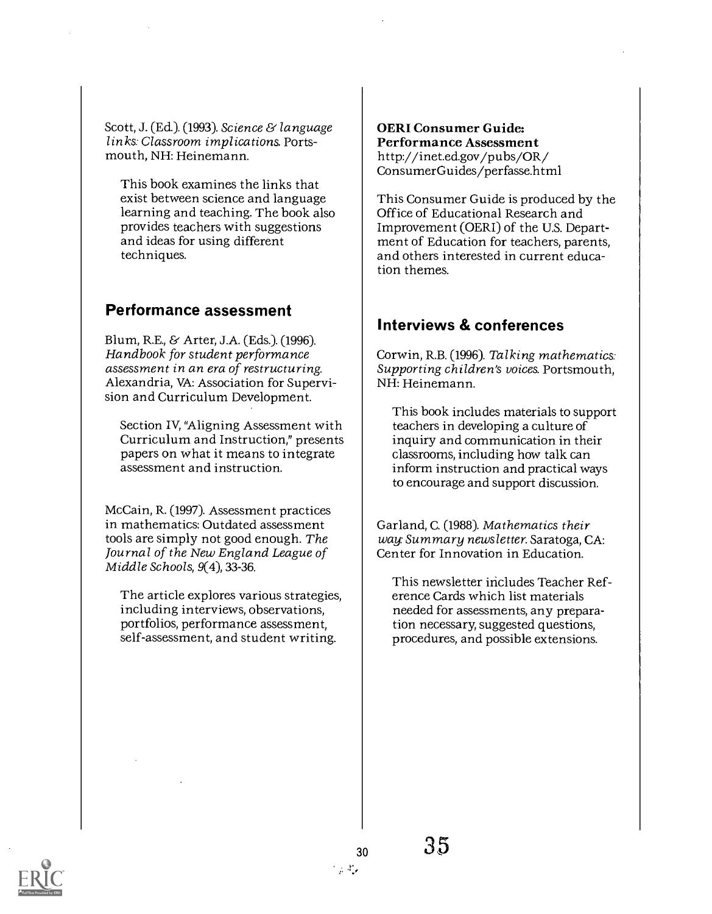Scott, J. (Ed.). (1993). *Science & language links: Classroom implications.* Portsmouth, NH: Heinemann.

This book examines the links that exist between science and language learning and teaching. The book also provides teachers with suggestions and ideas for using different techniques.

## Performance assessment

Blum, R.E., & Arter, J.A. (Eds.). (1996). *Handbook for student performance assessment in an era of restructuring.* Alexandria, VA: Association for Supervision and Curriculum Development.

Section IV, "Aligning Assessment with Curriculum and Instruction," presents papers on what it means to integrate assessment and instruction.

McCain, R. (1997). Assessment practices in mathematics: Outdated assessment tools are simply not good enough. *The Journal of the New England League of Middle Schools, 9*(4), 33-36.

The article explores various strategies, including interviews, observations, portfolios, performance assessment, self-assessment, and student writing.

**OERI Consumer Guide: Performance Assessment**
http://inet.ed.gov/pubs/OR/ConsumerGuides/perfasse.html

This Consumer Guide is produced by the Office of Educational Research and Improvement (OERI) of the U.S. Department of Education for teachers, parents, and others interested in current education themes.

## Interviews & conferences

Corwin, R.B. (1996). *Talking mathematics: Supporting children's voices.* Portsmouth, NH: Heinemann.

This book includes materials to support teachers in developing a culture of inquiry and communication in their classrooms, including how talk can inform instruction and practical ways to encourage and support discussion.

Garland, C. (1988). *Mathematics their way: Summary newsletter.* Saratoga, CA: Center for Innovation in Education.

This newsletter includes Teacher Reference Cards which list materials needed for assessments, any preparation necessary, suggested questions, procedures, and possible extensions.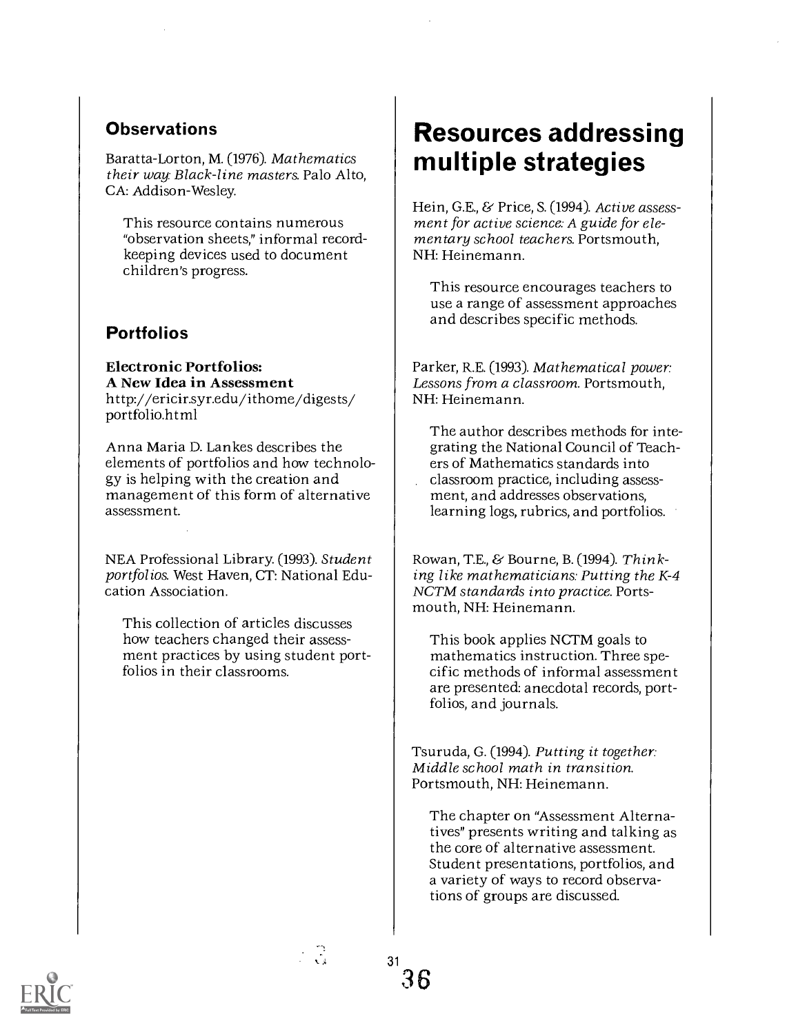### Observations

Baratta-Lorton, M. (1976). *Mathematics their way: Black-line masters.* Palo Alto, CA: Addison-Wesley.

This resource contains numerous "observation sheets," informal record-keeping devices used to document children's progress.

### Portfolios

**Electronic Portfolios: A New Idea in Assessment**
http://ericir.syr.edu/ithome/digests/portfolio.html

Anna Maria D. Lankes describes the elements of portfolios and how technology is helping with the creation and management of this form of alternative assessment.

NEA Professional Library. (1993). *Student portfolios.* West Haven, CT: National Education Association.

This collection of articles discusses how teachers changed their assessment practices by using student portfolios in their classrooms.

## Resources addressing multiple strategies

Hein, G.E., & Price, S. (1994). *Active assessment for active science: A guide for elementary school teachers.* Portsmouth, NH: Heinemann.

This resource encourages teachers to use a range of assessment approaches and describes specific methods.

Parker, R.E. (1993). *Mathematical power: Lessons from a classroom.* Portsmouth, NH: Heinemann.

The author describes methods for integrating the National Council of Teachers of Mathematics standards into classroom practice, including assessment, and addresses observations, learning logs, rubrics, and portfolios.

Rowan, T.E., & Bourne, B. (1994). *Thinking like mathematicians: Putting the K-4 NCTM standards into practice.* Portsmouth, NH: Heinemann.

This book applies NCTM goals to mathematics instruction. Three specific methods of informal assessment are presented: anecdotal records, portfolios, and journals.

Tsuruda, G. (1994). *Putting it together: Middle school math in transition.* Portsmouth, NH: Heinemann.

The chapter on "Assessment Alternatives" presents writing and talking as the core of alternative assessment. Student presentations, portfolios, and a variety of ways to record observations of groups are discussed.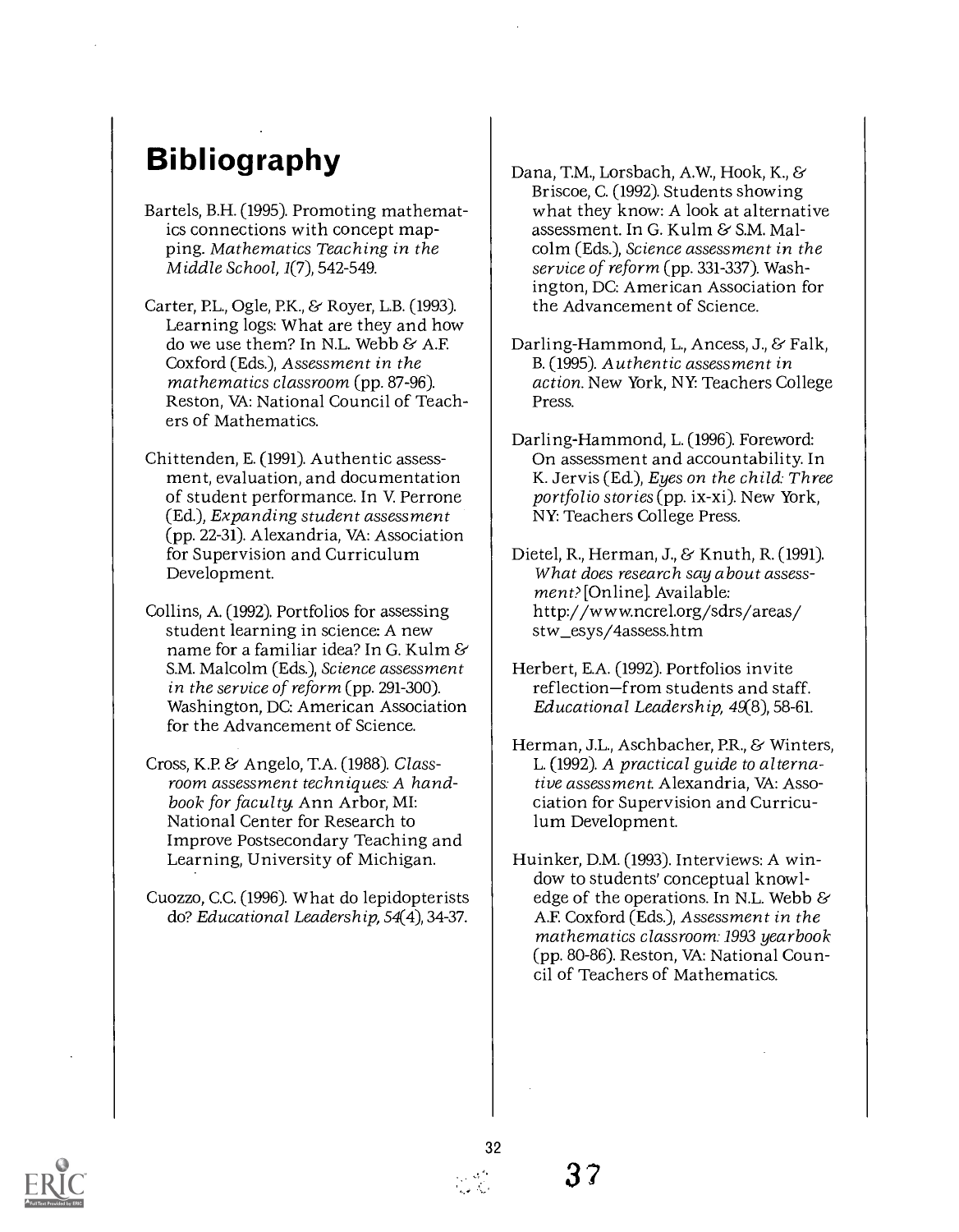# Bibliography

Bartels, B.H. (1995). Promoting mathematics connections with concept mapping. *Mathematics Teaching in the Middle School, 1*(7), 542-549.

Carter, P.L., Ogle, P.K., & Royer, L.B. (1993). Learning logs: What are they and how do we use them? In N.L. Webb & A.F. Coxford (Eds.), *Assessment in the mathematics classroom* (pp. 87-96). Reston, VA: National Council of Teachers of Mathematics.

Chittenden, E. (1991). Authentic assessment, evaluation, and documentation of student performance. In V. Perrone (Ed.), *Expanding student assessment* (pp. 22-31). Alexandria, VA: Association for Supervision and Curriculum Development.

Collins, A. (1992). Portfolios for assessing student learning in science: A new name for a familiar idea? In G. Kulm & S.M. Malcolm (Eds.), *Science assessment in the service of reform* (pp. 291-300). Washington, DC: American Association for the Advancement of Science.

Cross, K.P. & Angelo, T.A. (1988). *Classroom assessment techniques: A handbook for faculty.* Ann Arbor, MI: National Center for Research to Improve Postsecondary Teaching and Learning, University of Michigan.

Cuozzo, C.C. (1996). What do lepidopterists do? *Educational Leadership, 54*(4), 34-37.

Dana, T.M., Lorsbach, A.W., Hook, K., & Briscoe, C. (1992). Students showing what they know: A look at alternative assessment. In G. Kulm & S.M. Malcolm (Eds.), *Science assessment in the service of reform* (pp. 331-337). Washington, DC: American Association for the Advancement of Science.

Darling-Hammond, L., Ancess, J., & Falk, B. (1995). *Authentic assessment in action.* New York, NY: Teachers College Press.

Darling-Hammond, L. (1996). Foreword: On assessment and accountability. In K. Jervis (Ed.), *Eyes on the child: Three portfolio stories* (pp. ix-xi). New York, NY: Teachers College Press.

Dietel, R., Herman, J., & Knuth, R. (1991). *What does research say about assessment?* [Online]. Available: http://www.ncrel.org/sdrs/areas/stw_esys/4assess.htm

Herbert, E.A. (1992). Portfolios invite reflection—from students and staff. *Educational Leadership, 49*(8), 58-61.

Herman, J.L., Aschbacher, P.R., & Winters, L. (1992). *A practical guide to alternative assessment.* Alexandria, VA: Association for Supervision and Curriculum Development.

Huinker, D.M. (1993). Interviews: A window to students' conceptual knowledge of the operations. In N.L. Webb & A.F. Coxford (Eds.), *Assessment in the mathematics classroom: 1993 yearbook* (pp. 80-86). Reston, VA: National Council of Teachers of Mathematics.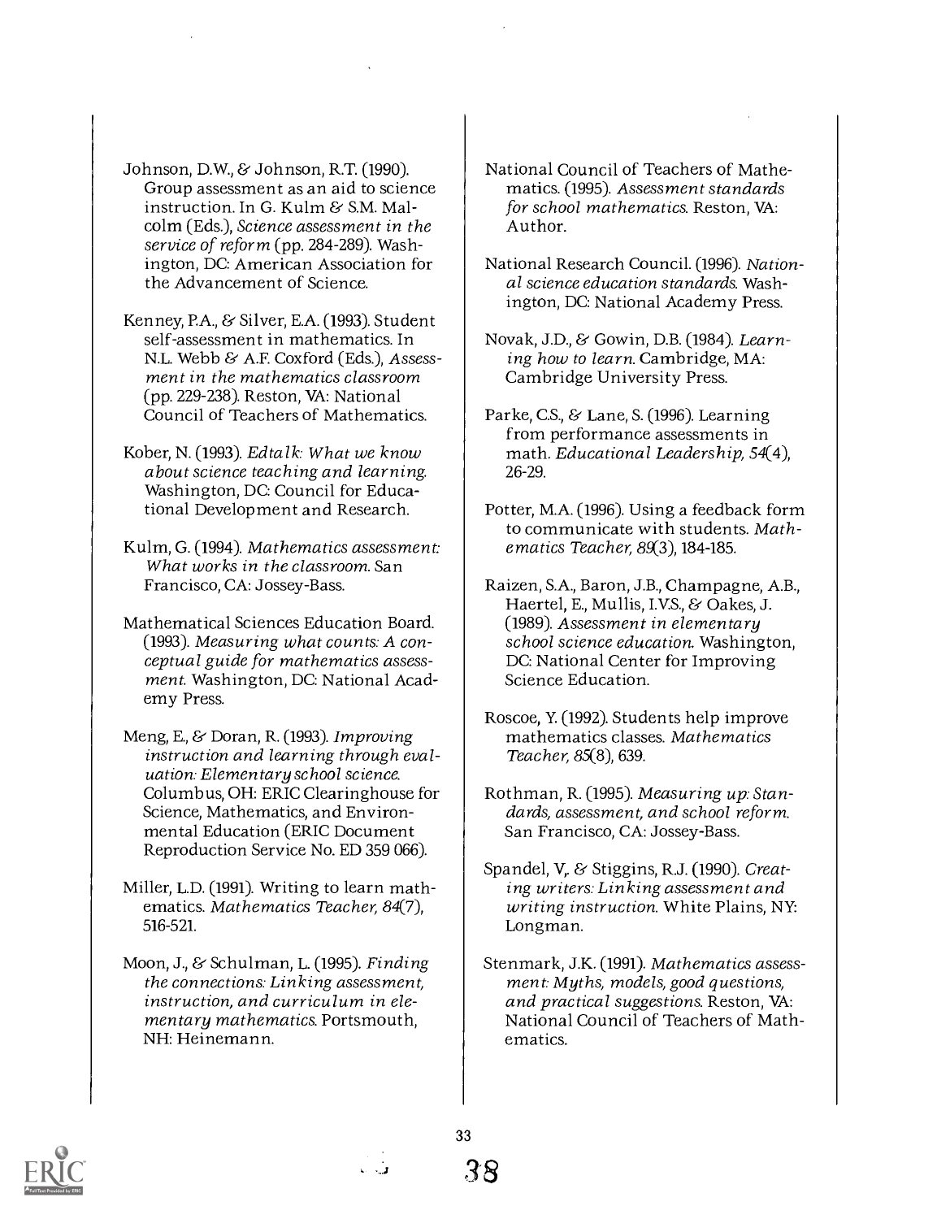Johnson, D.W., & Johnson, R.T. (1990). Group assessment as an aid to science instruction. In G. Kulm & S.M. Malcolm (Eds.), *Science assessment in the service of reform* (pp. 284-289). Washington, DC: American Association for the Advancement of Science.

Kenney, P.A., & Silver, E.A. (1993). Student self-assessment in mathematics. In N.L. Webb & A.F. Coxford (Eds.), *Assessment in the mathematics classroom* (pp. 229-238). Reston, VA: National Council of Teachers of Mathematics.

Kober, N. (1993). *Edtalk: What we know about science teaching and learning.* Washington, DC: Council for Educational Development and Research.

Kulm, G. (1994). *Mathematics assessment: What works in the classroom.* San Francisco, CA: Jossey-Bass.

Mathematical Sciences Education Board. (1993). *Measuring what counts: A conceptual guide for mathematics assessment.* Washington, DC: National Academy Press.

Meng, E., & Doran, R. (1993). *Improving instruction and learning through evaluation: Elementary school science.* Columbus, OH: ERIC Clearinghouse for Science, Mathematics, and Environmental Education (ERIC Document Reproduction Service No. ED 359 066).

Miller, L.D. (1991). Writing to learn mathematics. *Mathematics Teacher, 84*(7), 516-521.

Moon, J., & Schulman, L. (1995). *Finding the connections: Linking assessment, instruction, and curriculum in elementary mathematics.* Portsmouth, NH: Heinemann.

National Council of Teachers of Mathematics. (1995). *Assessment standards for school mathematics.* Reston, VA: Author.

National Research Council. (1996). *National science education standards.* Washington, DC: National Academy Press.

Novak, J.D., & Gowin, D.B. (1984). *Learning how to learn.* Cambridge, MA: Cambridge University Press.

Parke, C.S., & Lane, S. (1996). Learning from performance assessments in math. *Educational Leadership, 54*(4), 26-29.

Potter, M.A. (1996). Using a feedback form to communicate with students. *Mathematics Teacher, 89*(3), 184-185.

Raizen, S.A., Baron, J.B., Champagne, A.B., Haertel, E., Mullis, I.V.S., & Oakes, J. (1989). *Assessment in elementary school science education.* Washington, DC: National Center for Improving Science Education.

Roscoe, Y. (1992). Students help improve mathematics classes. *Mathematics Teacher, 85*(8), 639.

Rothman, R. (1995). *Measuring up: Standards, assessment, and school reform.* San Francisco, CA: Jossey-Bass.

Spandel, V., & Stiggins, R.J. (1990). *Creating writers: Linking assessment and writing instruction.* White Plains, NY: Longman.

Stenmark, J.K. (1991). *Mathematics assessment: Myths, models, good questions, and practical suggestions.* Reston, VA: National Council of Teachers of Mathematics.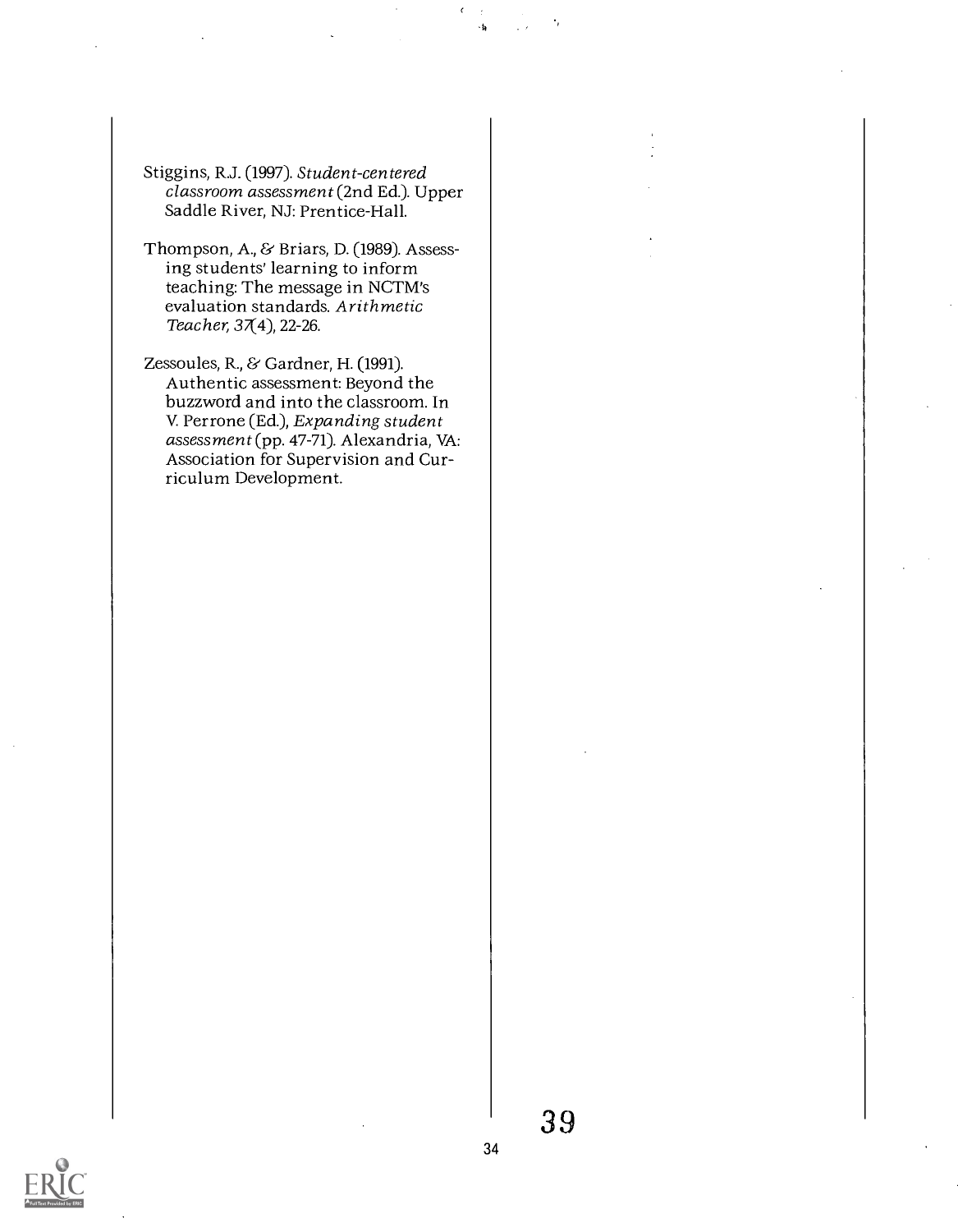Stiggins, R.J. (1997). *Student-centered classroom assessment* (2nd Ed.). Upper Saddle River, NJ: Prentice-Hall.

Thompson, A., & Briars, D. (1989). Assessing students' learning to inform teaching: The message in NCTM's evaluation standards. *Arithmetic Teacher, 37*(4), 22-26.

Zessoules, R., & Gardner, H. (1991). Authentic assessment: Beyond the buzzword and into the classroom. In V. Perrone (Ed.), *Expanding student assessment* (pp. 47-71). Alexandria, VA: Association for Supervision and Curriculum Development.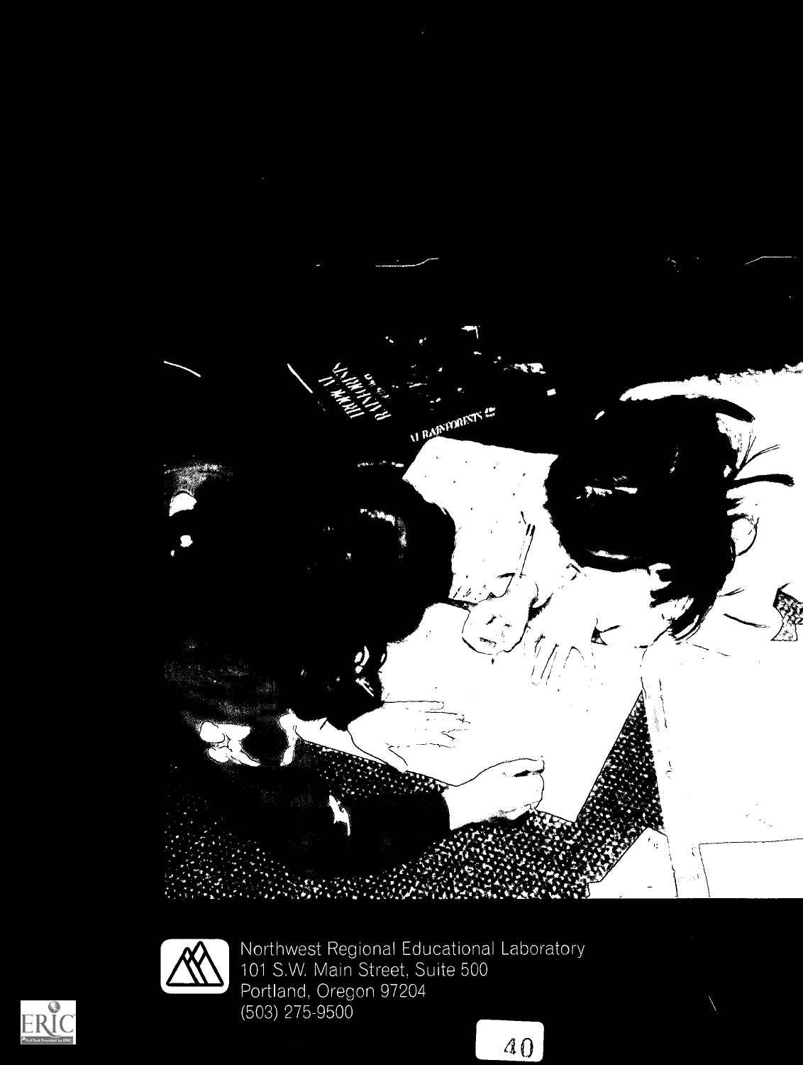Northwest Regional Educational Laboratory
101 S.W. Main Street, Suite 500
Portland, Oregon 97204
(503) 275-9500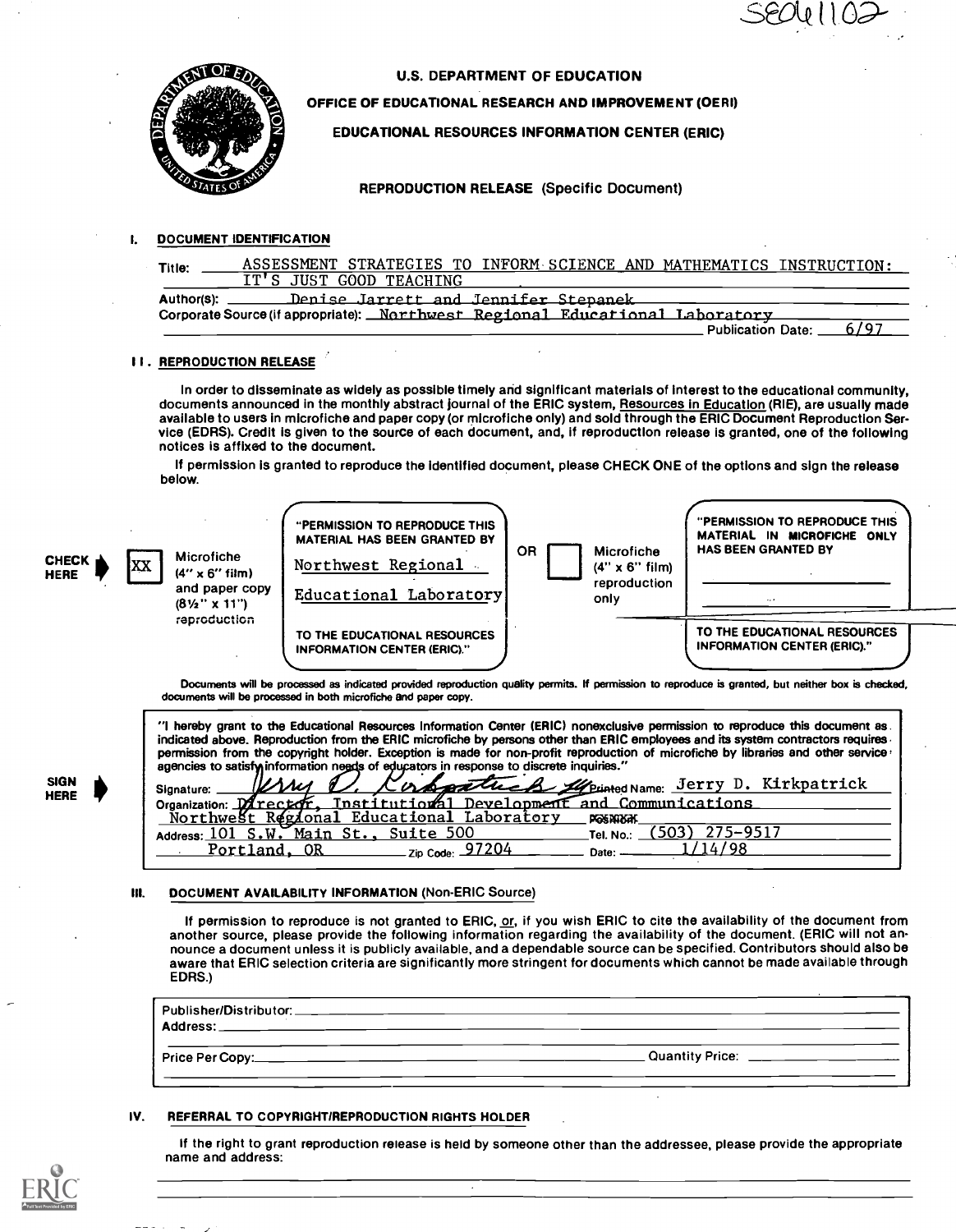SED611102

**U.S. DEPARTMENT OF EDUCATION**

**OFFICE OF EDUCATIONAL RESEARCH AND IMPROVEMENT (OERI)**

**EDUCATIONAL RESOURCES INFORMATION CENTER (ERIC)**

**REPRODUCTION RELEASE** (Specific Document)

## I. DOCUMENT IDENTIFICATION

Title: ASSESSMENT STRATEGIES TO INFORM SCIENCE AND MATHEMATICS INSTRUCTION: IT'S JUST GOOD TEACHING

Author(s): Denise Jarrett and Jennifer Stepanek

Corporate Source (if appropriate): Northwest Regional Educational Laboratory

Publication Date: 6/97

## II. REPRODUCTION RELEASE

In order to disseminate as widely as possible timely and significant materials of interest to the educational community, documents announced in the monthly abstract journal of the ERIC system, Resources in Education (RIE), are usually made available to users in microfiche and paper copy (or microfiche only) and sold through the ERIC Document Reproduction Service (EDRS). Credit is given to the source of each document, and, if reproduction release is granted, one of the following notices is affixed to the document.

If permission is granted to reproduce the identified document, please CHECK ONE of the options and sign the release below.

CHECK HERE [XX] Microfiche (4" x 6" film) and paper copy (8½" x 11") reproduction

"PERMISSION TO REPRODUCE THIS MATERIAL HAS BEEN GRANTED BY Northwest Regional Educational Laboratory TO THE EDUCATIONAL RESOURCES INFORMATION CENTER (ERIC)."

OR [ ] Microfiche (4" x 6" film) reproduction only

"PERMISSION TO REPRODUCE THIS MATERIAL IN MICROFICHE ONLY HAS BEEN GRANTED BY ________ TO THE EDUCATIONAL RESOURCES INFORMATION CENTER (ERIC)."

Documents will be processed as indicated provided reproduction quality permits. If permission to reproduce is granted, but neither box is checked, documents will be processed in both microfiche and paper copy.

SIGN HERE

"I hereby grant to the Educational Resources Information Center (ERIC) nonexclusive permission to reproduce this document as indicated above. Reproduction from the ERIC microfiche by persons other than ERIC employees and its system contractors requires permission from the copyright holder. Exception is made for non-profit reproduction of microfiche by libraries and other service agencies to satisfy information needs of educators in response to discrete inquiries."

Signature: Jerry D. Kirkpatrick

Printed Name: Jerry D. Kirkpatrick

Organization: Director, Institutional Development and Communications Northwest Regional Educational Laboratory

Position:

Address: 101 S.W. Main St., Suite 500 Portland, OR

Zip Code: 97204

Tel. No.: (503) 275-9517

Date: 1/14/98

## III. DOCUMENT AVAILABILITY INFORMATION (Non-ERIC Source)

If permission to reproduce is not granted to ERIC, or, if you wish ERIC to cite the availability of the document from another source, please provide the following information regarding the availability of the document. (ERIC will not announce a document unless it is publicly available, and a dependable source can be specified. Contributors should also be aware that ERIC selection criteria are significantly more stringent for documents which cannot be made available through EDRS.)

Publisher/Distributor:

Address:

Price Per Copy:

Quantity Price:

## IV. REFERRAL TO COPYRIGHT/REPRODUCTION RIGHTS HOLDER

If the right to grant reproduction release is held by someone other than the addressee, please provide the appropriate name and address: